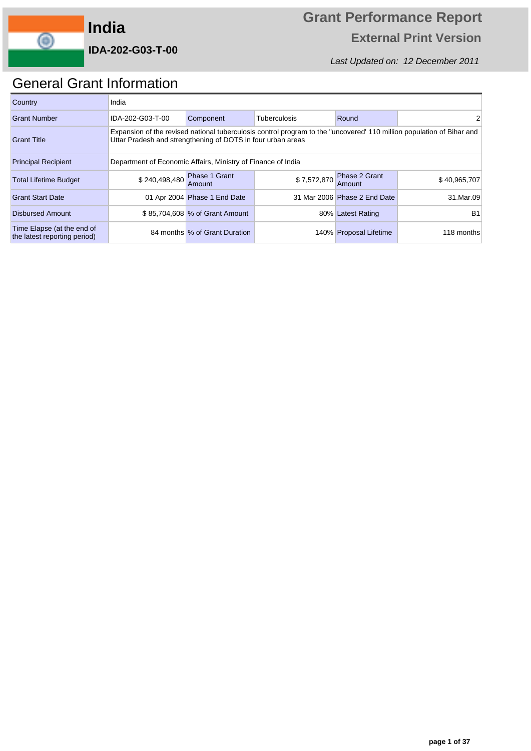# India

**IDA-202-G03-T-00**

## Grant Performance Report

### External Print Version

*Last Updated on: 12 December 2011*

## General Grant Information

| Country | India | | | | |
|---|---|---|---|---|---|
| Grant Number | IDA-202-G03-T-00 | Component | Tuberculosis | Round | 2 |
| Grant Title | Expansion of the revised national tuberculosis control program to the "uncovered' 110 million population of Bihar and Uttar Pradesh and strengthening of DOTS in four urban areas | | | | |
| Principal Recipient | Department of Economic Affairs, Ministry of Finance of India | | | | |
| Total Lifetime Budget | $ 240,498,480 | Phase 1 Grant Amount | $ 7,572,870 | Phase 2 Grant Amount | $ 40,965,707 |
| Grant Start Date | 01 Apr 2004 | Phase 1 End Date | 31 Mar 2006 | Phase 2 End Date | 31.Mar.09 |
| Disbursed Amount | $ 85,704,608 | % of Grant Amount | 80% | Latest Rating | B1 |
| Time Elapse (at the end of the latest reporting period) | 84 months | % of Grant Duration | 140% | Proposal Lifetime | 118 months |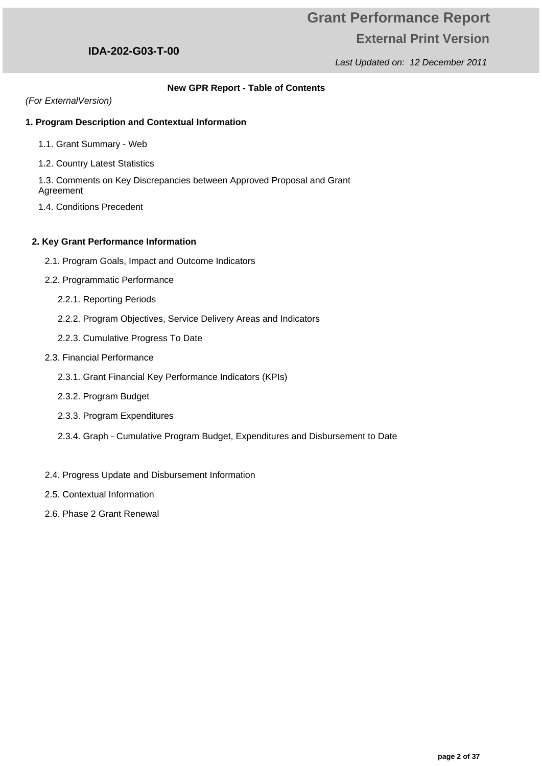# Grant Performance Report

## External Print Version

**IDA-202-G03-T-00**

*Last Updated on: 12 December 2011*

**New GPR Report - Table of Contents**

*(For ExternalVersion)*

**1. Program Description and Contextual Information**

- 1.1. Grant Summary - Web
- 1.2. Country Latest Statistics
- 1.3. Comments on Key Discrepancies between Approved Proposal and Grant Agreement
- 1.4. Conditions Precedent

**2. Key Grant Performance Information**

- 2.1. Program Goals, Impact and Outcome Indicators
- 2.2. Programmatic Performance
  - 2.2.1. Reporting Periods
  - 2.2.2. Program Objectives, Service Delivery Areas and Indicators
  - 2.2.3. Cumulative Progress To Date
- 2.3. Financial Performance
  - 2.3.1. Grant Financial Key Performance Indicators (KPIs)
  - 2.3.2. Program Budget
  - 2.3.3. Program Expenditures
  - 2.3.4. Graph - Cumulative Program Budget, Expenditures and Disbursement to Date
- 2.4. Progress Update and Disbursement Information
- 2.5. Contextual Information
- 2.6. Phase 2 Grant Renewal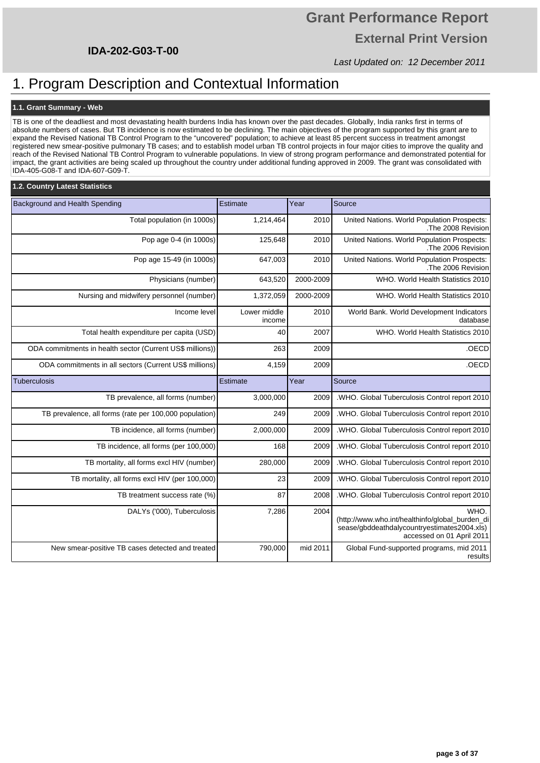# Grant Performance Report

## External Print Version

**IDA-202-G03-T-00**

*Last Updated on: 12 December 2011*

# 1. Program Description and Contextual Information

### 1.1. Grant Summary - Web

TB is one of the deadliest and most devastating health burdens India has known over the past decades. Globally, India ranks first in terms of absolute numbers of cases. But TB incidence is now estimated to be declining. The main objectives of the program supported by this grant are to expand the Revised National TB Control Program to the "uncovered" population; to achieve at least 85 percent success in treatment amongst registered new smear-positive pulmonary TB cases; and to establish model urban TB control projects in four major cities to improve the quality and reach of the Revised National TB Control Program to vulnerable populations. In view of strong program performance and demonstrated potential for impact, the grant activities are being scaled up throughout the country under additional funding approved in 2009. The grant was consolidated with IDA-405-G08-T and IDA-607-G09-T.

### 1.2. Country Latest Statistics

| Background and Health Spending | Estimate | Year | Source |
|---|---|---|---|
| Total population (in 1000s) | 1,214,464 | 2010 | United Nations. World Population Prospects: .The 2008 Revision |
| Pop age 0-4 (in 1000s) | 125,648 | 2010 | United Nations. World Population Prospects: .The 2006 Revision |
| Pop age 15-49 (in 1000s) | 647,003 | 2010 | United Nations. World Population Prospects: .The 2006 Revision |
| Physicians (number) | 643,520 | 2000-2009 | WHO. World Health Statistics 2010 |
| Nursing and midwifery personnel (number) | 1,372,059 | 2000-2009 | WHO. World Health Statistics 2010 |
| Income level | Lower middle income | 2010 | World Bank. World Development Indicators database |
| Total health expenditure per capita (USD) | 40 | 2007 | WHO. World Health Statistics 2010 |
| ODA commitments in health sector (Current US$ millions)) | 263 | 2009 | .OECD |
| ODA commitments in all sectors (Current US$ millions) | 4,159 | 2009 | .OECD |
| **Tuberculosis** | **Estimate** | **Year** | **Source** |
| TB prevalence, all forms (number) | 3,000,000 | 2009 | .WHO. Global Tuberculosis Control report 2010 |
| TB prevalence, all forms (rate per 100,000 population) | 249 | 2009 | .WHO. Global Tuberculosis Control report 2010 |
| TB incidence, all forms (number) | 2,000,000 | 2009 | .WHO. Global Tuberculosis Control report 2010 |
| TB incidence, all forms (per 100,000) | 168 | 2009 | .WHO. Global Tuberculosis Control report 2010 |
| TB mortality, all forms excl HIV (number) | 280,000 | 2009 | .WHO. Global Tuberculosis Control report 2010 |
| TB mortality, all forms excl HIV (per 100,000) | 23 | 2009 | .WHO. Global Tuberculosis Control report 2010 |
| TB treatment success rate (%) | 87 | 2008 | .WHO. Global Tuberculosis Control report 2010 |
| DALYs ('000), Tuberculosis | 7,286 | 2004 | WHO. (http://www.who.int/healthinfo/global_burden_disease/gbddeathdalycountryestimates2004.xls) accessed on 01 April 2011 |
| New smear-positive TB cases detected and treated | 790,000 | mid 2011 | Global Fund-supported programs, mid 2011 results |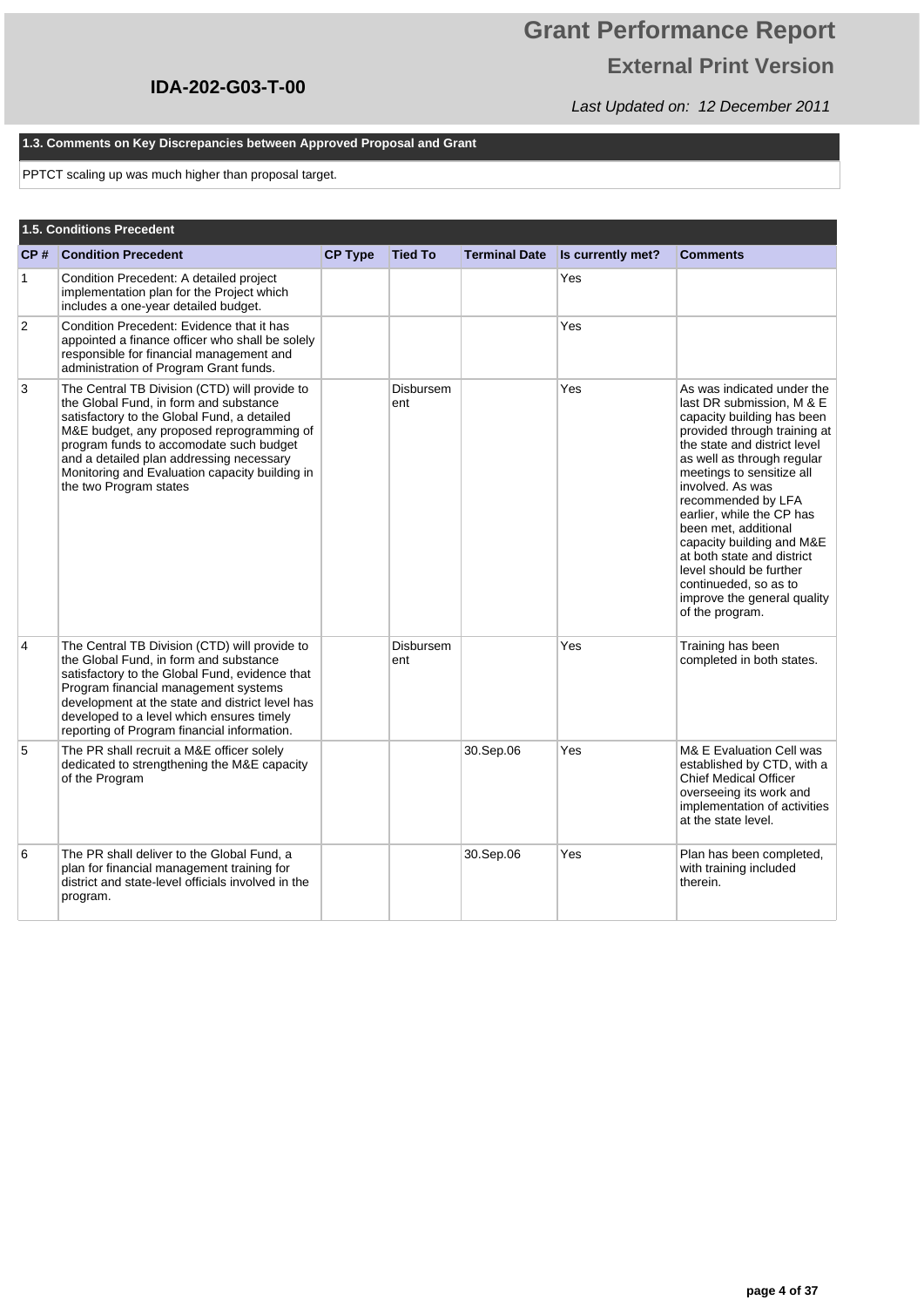## 1.3. Comments on Key Discrepancies between Approved Proposal and Grant

PPTCT scaling up was much higher than proposal target.

## 1.5. Conditions Precedent

| CP # | Condition Precedent | CP Type | Tied To | Terminal Date | Is currently met? | Comments |
|---|---|---|---|---|---|---|
| 1 | Condition Precedent: A detailed project implementation plan for the Project which includes a one-year detailed budget. | | | | Yes | |
| 2 | Condition Precedent: Evidence that it has appointed a finance officer who shall be solely responsible for financial management and administration of Program Grant funds. | | | | Yes | |
| 3 | The Central TB Division (CTD) will provide to the Global Fund, in form and substance satisfactory to the Global Fund, a detailed M&E budget, any proposed reprogramming of program funds to accomodate such budget and a detailed plan addressing necessary Monitoring and Evaluation capacity building in the two Program states | | Disbursement | | Yes | As was indicated under the last DR submission, M & E capacity building has been provided through training at the state and district level as well as through regular meetings to sensitize all involved. As was recommended by LFA earlier, while the CP has been met, additional capacity building and M&E at both state and district level should be further continueded, so as to improve the general quality of the program. |
| 4 | The Central TB Division (CTD) will provide to the Global Fund, in form and substance satisfactory to the Global Fund, evidence that Program financial management systems development at the state and district level has developed to a level which ensures timely reporting of Program financial information. | | Disbursement | | Yes | Training has been completed in both states. |
| 5 | The PR shall recruit a M&E officer solely dedicated to strengthening the M&E capacity of the Program | | | 30.Sep.06 | Yes | M& E Evaluation Cell was established by CTD, with a Chief Medical Officer overseeing its work and implementation of activities at the state level. |
| 6 | The PR shall deliver to the Global Fund, a plan for financial management training for district and state-level officials involved in the program. | | | 30.Sep.06 | Yes | Plan has been completed, with training included therein. |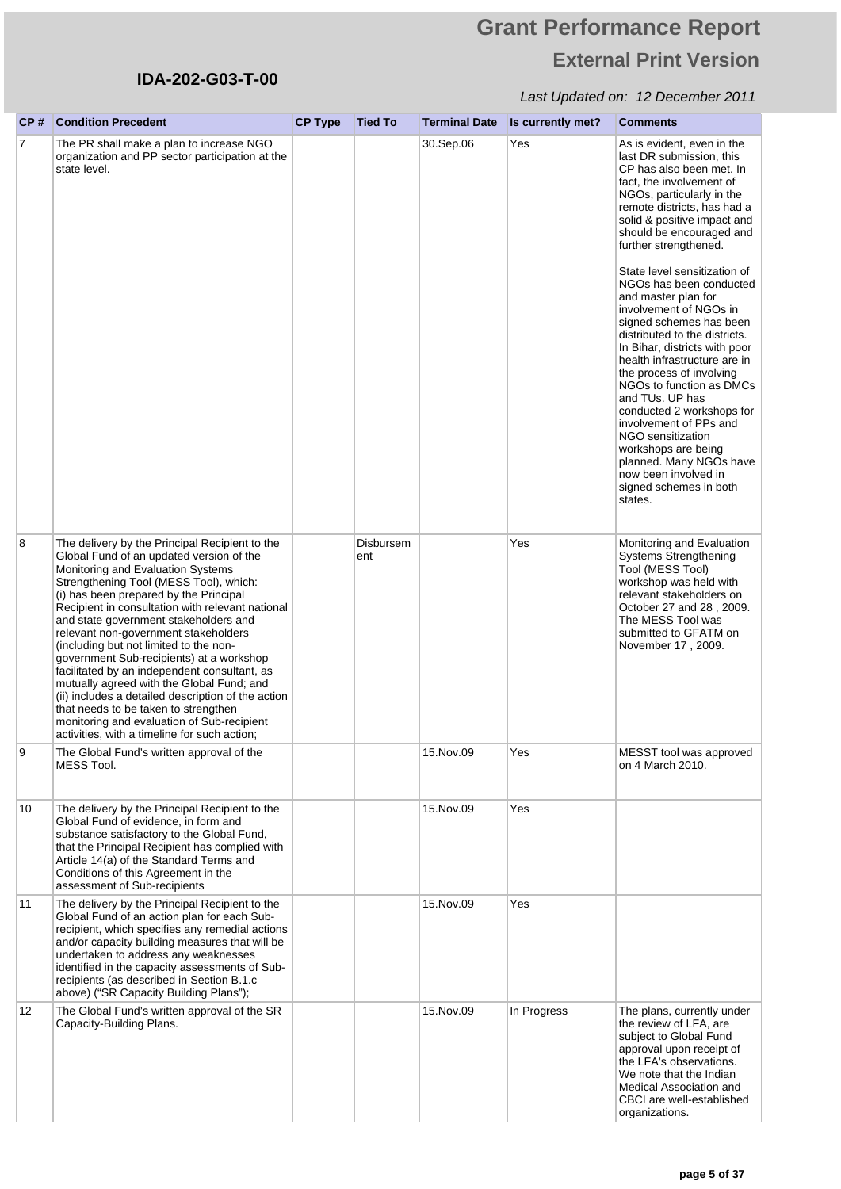# Grant Performance Report

## External Print Version

**IDA-202-G03-T-00**

*Last Updated on: 12 December 2011*

| CP # | Condition Precedent | CP Type | Tied To | Terminal Date | Is currently met? | Comments |
|---|---|---|---|---|---|---|
| 7 | The PR shall make a plan to increase NGO organization and PP sector participation at the state level. | | | 30.Sep.06 | Yes | As is evident, even in the last DR submission, this CP has also been met. In fact, the involvement of NGOs, particularly in the remote districts, has had a solid & positive impact and should be encouraged and further strengthened.<br><br>State level sensitization of NGOs has been conducted and master plan for involvement of NGOs in signed schemes has been distributed to the districts. In Bihar, districts with poor health infrastructure are in the process of involving NGOs to function as DMCs and TUs. UP has conducted 2 workshops for involvement of PPs and NGO sensitization workshops are being planned. Many NGOs have now been involved in signed schemes in both states. |
| 8 | The delivery by the Principal Recipient to the Global Fund of an updated version of the Monitoring and Evaluation Systems Strengthening Tool (MESS Tool), which: (i) has been prepared by the Principal Recipient in consultation with relevant national and state government stakeholders and relevant non-government stakeholders (including but not limited to the non-government Sub-recipients) at a workshop facilitated by an independent consultant, as mutually agreed with the Global Fund; and (ii) includes a detailed description of the action that needs to be taken to strengthen monitoring and evaluation of Sub-recipient activities, with a timeline for such action; | | Disbursement | | Yes | Monitoring and Evaluation Systems Strengthening Tool (MESS Tool) workshop was held with relevant stakeholders on October 27 and 28 , 2009. The MESS Tool was submitted to GFATM on November 17 , 2009. |
| 9 | The Global Fund's written approval of the MESS Tool. | | | 15.Nov.09 | Yes | MESST tool was approved on 4 March 2010. |
| 10 | The delivery by the Principal Recipient to the Global Fund of evidence, in form and substance satisfactory to the Global Fund, that the Principal Recipient has complied with Article 14(a) of the Standard Terms and Conditions of this Agreement in the assessment of Sub-recipients | | | 15.Nov.09 | Yes | |
| 11 | The delivery by the Principal Recipient to the Global Fund of an action plan for each Sub-recipient, which specifies any remedial actions and/or capacity building measures that will be undertaken to address any weaknesses identified in the capacity assessments of Sub-recipients (as described in Section B.1.c above) ("SR Capacity Building Plans"); | | | 15.Nov.09 | Yes | |
| 12 | The Global Fund's written approval of the SR Capacity-Building Plans. | | | 15.Nov.09 | In Progress | The plans, currently under the review of LFA, are subject to Global Fund approval upon receipt of the LFA's observations. We note that the Indian Medical Association and CBCI are well-established organizations. |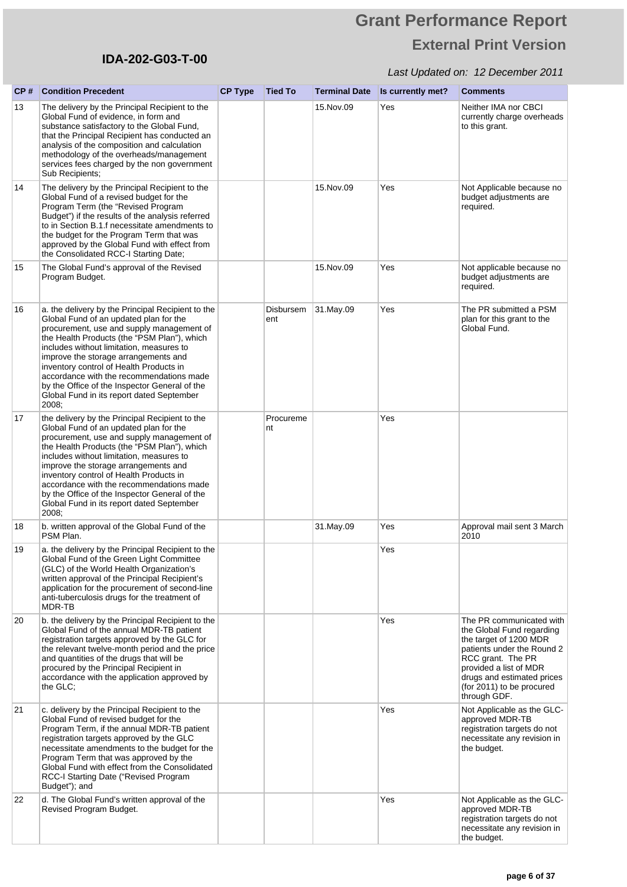| CP # | Condition Precedent | CP Type | Tied To | Terminal Date | Is currently met? | Comments |
|---|---|---|---|---|---|---|
| 13 | The delivery by the Principal Recipient to the Global Fund of evidence, in form and substance satisfactory to the Global Fund, that the Principal Recipient has conducted an analysis of the composition and calculation methodology of the overheads/management services fees charged by the non government Sub Recipients; | | | 15.Nov.09 | Yes | Neither IMA nor CBCI currently charge overheads to this grant. |
| 14 | The delivery by the Principal Recipient to the Global Fund of a revised budget for the Program Term (the "Revised Program Budget") if the results of the analysis referred to in Section B.1.f necessitate amendments to the budget for the Program Term that was approved by the Global Fund with effect from the Consolidated RCC-I Starting Date; | | | 15.Nov.09 | Yes | Not Applicable because no budget adjustments are required. |
| 15 | The Global Fund's approval of the Revised Program Budget. | | | 15.Nov.09 | Yes | Not applicable because no budget adjustments are required. |
| 16 | a. the delivery by the Principal Recipient to the Global Fund of an updated plan for the procurement, use and supply management of the Health Products (the "PSM Plan"), which includes without limitation, measures to improve the storage arrangements and inventory control of Health Products in accordance with the recommendations made by the Office of the Inspector General of the Global Fund in its report dated September 2008; | | Disbursement | 31.May.09 | Yes | The PR submitted a PSM plan for this grant to the Global Fund. |
| 17 | the delivery by the Principal Recipient to the Global Fund of an updated plan for the procurement, use and supply management of the Health Products (the "PSM Plan"), which includes without limitation, measures to improve the storage arrangements and inventory control of Health Products in accordance with the recommendations made by the Office of the Inspector General of the Global Fund in its report dated September 2008; | | Procurement | | Yes | |
| 18 | b. written approval of the Global Fund of the PSM Plan. | | | 31.May.09 | Yes | Approval mail sent 3 March 2010 |
| 19 | a. the delivery by the Principal Recipient to the Global Fund of the Green Light Committee (GLC) of the World Health Organization's written approval of the Principal Recipient's application for the procurement of second-line anti-tuberculosis drugs for the treatment of MDR-TB | | | | Yes | |
| 20 | b. the delivery by the Principal Recipient to the Global Fund of the annual MDR-TB patient registration targets approved by the GLC for the relevant twelve-month period and the price and quantities of the drugs that will be procured by the Principal Recipient in accordance with the application approved by the GLC; | | | | Yes | The PR communicated with the Global Fund regarding the target of 1200 MDR patients under the Round 2 RCC grant. The PR provided a list of MDR drugs and estimated prices (for 2011) to be procured through GDF. |
| 21 | c. delivery by the Principal Recipient to the Global Fund of revised budget for the Program Term, if the annual MDR-TB patient registration targets approved by the GLC necessitate amendments to the budget for the Program Term that was approved by the Global Fund with effect from the Consolidated RCC-I Starting Date ("Revised Program Budget"); and | | | | Yes | Not Applicable as the GLC-approved MDR-TB registration targets do not necessitate any revision in the budget. |
| 22 | d. The Global Fund's written approval of the Revised Program Budget. | | | | Yes | Not Applicable as the GLC-approved MDR-TB registration targets do not necessitate any revision in the budget. |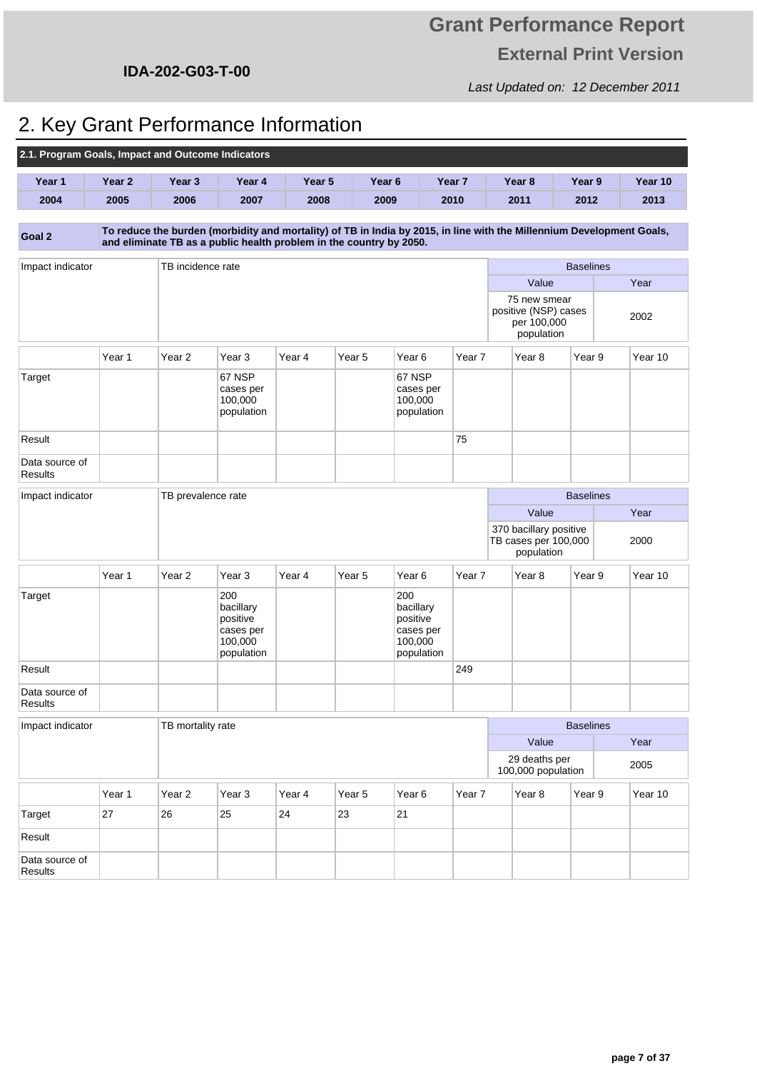IDA-202-G03-T-00

# Grant Performance Report

## External Print Version

*Last Updated on: 12 December 2011*

# 2. Key Grant Performance Information

### 2.1. Program Goals, Impact and Outcome Indicators

| Year 1 | Year 2 | Year 3 | Year 4 | Year 5 | Year 6 | Year 7 | Year 8 | Year 9 | Year 10 |
|---|---|---|---|---|---|---|---|---|---|
| 2004 | 2005 | 2006 | 2007 | 2008 | 2009 | 2010 | 2011 | 2012 | 2013 |

**Goal 2** — **To reduce the burden (morbidity and mortality) of TB in India by 2015, in line with the Millennium Development Goals, and eliminate TB as a public health problem in the country by 2050.**

| Impact indicator | TB incidence rate | Baselines | |
|---|---|---|---|
| | | Value | Year |
| | | 75 new smear positive (NSP) cases per 100,000 population | 2002 |

| | Year 1 | Year 2 | Year 3 | Year 4 | Year 5 | Year 6 | Year 7 | Year 8 | Year 9 | Year 10 |
|---|---|---|---|---|---|---|---|---|---|---|
| Target | | | 67 NSP cases per 100,000 population | | | 67 NSP cases per 100,000 population | | | | |
| Result | | | | | | | 75 | | | |
| Data source of Results | | | | | | | | | | |

| Impact indicator | TB prevalence rate | Baselines | |
|---|---|---|---|
| | | Value | Year |
| | | 370 bacillary positive TB cases per 100,000 population | 2000 |

| | Year 1 | Year 2 | Year 3 | Year 4 | Year 5 | Year 6 | Year 7 | Year 8 | Year 9 | Year 10 |
|---|---|---|---|---|---|---|---|---|---|---|
| Target | | | 200 bacillary positive cases per 100,000 population | | | 200 bacillary positive cases per 100,000 population | | | | |
| Result | | | | | | | 249 | | | |
| Data source of Results | | | | | | | | | | |

| Impact indicator | TB mortality rate | Baselines | |
|---|---|---|---|
| | | Value | Year |
| | | 29 deaths per 100,000 population | 2005 |

| | Year 1 | Year 2 | Year 3 | Year 4 | Year 5 | Year 6 | Year 7 | Year 8 | Year 9 | Year 10 |
|---|---|---|---|---|---|---|---|---|---|---|
| Target | 27 | 26 | 25 | 24 | 23 | 21 | | | | |
| Result | | | | | | | | | | |
| Data source of Results | | | | | | | | | | |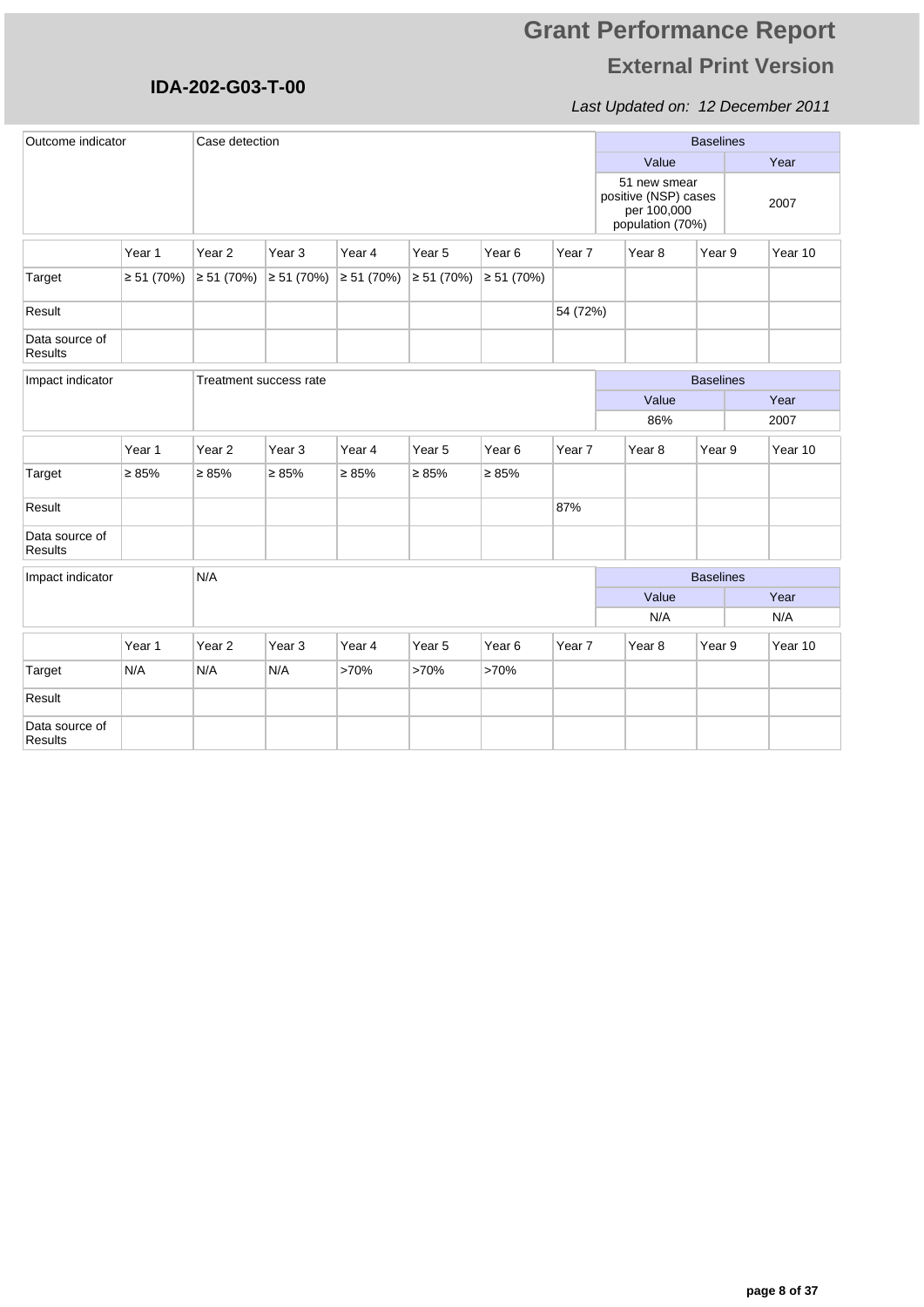# Grant Performance Report

## External Print Version

**IDA-202-G03-T-00**

*Last Updated on: 12 December 2011*

| Outcome indicator | Case detection | Baselines | |
|---|---|---|---|
| | | Value | Year |
| | | 51 new smear positive (NSP) cases per 100,000 population (70%) | 2007 |

| | Year 1 | Year 2 | Year 3 | Year 4 | Year 5 | Year 6 | Year 7 | Year 8 | Year 9 | Year 10 |
|---|---|---|---|---|---|---|---|---|---|---|
| Target | ≥ 51 (70%) | ≥ 51 (70%) | ≥ 51 (70%) | ≥ 51 (70%) | ≥ 51 (70%) | ≥ 51 (70%) | | | | |
| Result | | | | | | | 54 (72%) | | | |
| Data source of Results | | | | | | | | | | |

| Impact indicator | Treatment success rate | Baselines | |
|---|---|---|---|
| | | Value | Year |
| | | 86% | 2007 |

| | Year 1 | Year 2 | Year 3 | Year 4 | Year 5 | Year 6 | Year 7 | Year 8 | Year 9 | Year 10 |
|---|---|---|---|---|---|---|---|---|---|---|
| Target | ≥ 85% | ≥ 85% | ≥ 85% | ≥ 85% | ≥ 85% | ≥ 85% | | | | |
| Result | | | | | | | 87% | | | |
| Data source of Results | | | | | | | | | | |

| Impact indicator | N/A | Baselines | |
|---|---|---|---|
| | | Value | Year |
| | | N/A | N/A |

| | Year 1 | Year 2 | Year 3 | Year 4 | Year 5 | Year 6 | Year 7 | Year 8 | Year 9 | Year 10 |
|---|---|---|---|---|---|---|---|---|---|---|
| Target | N/A | N/A | N/A | >70% | >70% | >70% | | | | |
| Result | | | | | | | | | | |
| Data source of Results | | | | | | | | | | |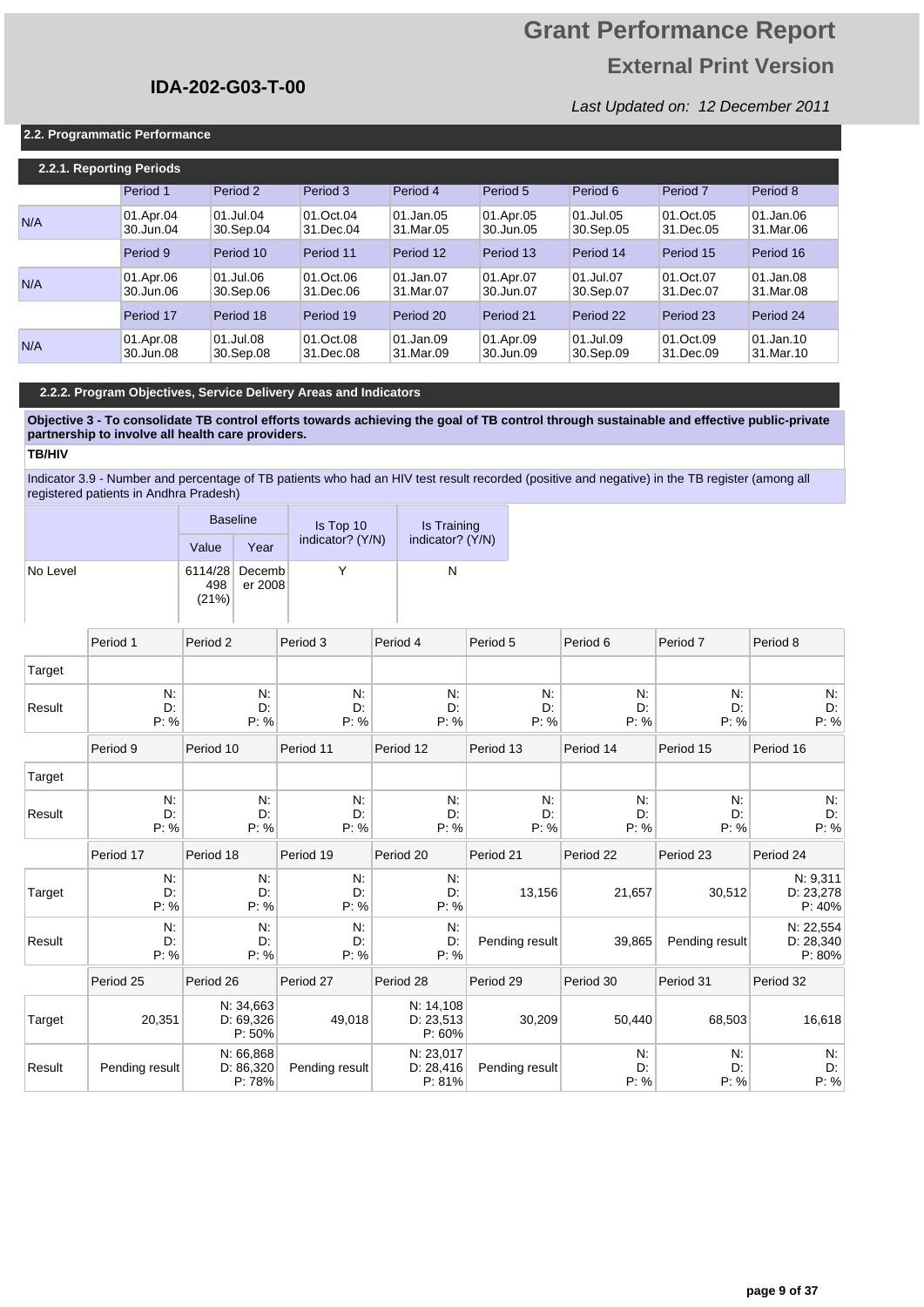# Grant Performance Report

## External Print Version

**IDA-202-G03-T-00**

*Last Updated on: 12 December 2011*

### 2.2. Programmatic Performance

#### 2.2.1. Reporting Periods

| | Period 1 | Period 2 | Period 3 | Period 4 | Period 5 | Period 6 | Period 7 | Period 8 |
|---|---|---|---|---|---|---|---|---|
| N/A | 01.Apr.04 30.Jun.04 | 01.Jul.04 30.Sep.04 | 01.Oct.04 31.Dec.04 | 01.Jan.05 31.Mar.05 | 01.Apr.05 30.Jun.05 | 01.Jul.05 30.Sep.05 | 01.Oct.05 31.Dec.05 | 01.Jan.06 31.Mar.06 |
| | **Period 9** | **Period 10** | **Period 11** | **Period 12** | **Period 13** | **Period 14** | **Period 15** | **Period 16** |
| N/A | 01.Apr.06 30.Jun.06 | 01.Jul.06 30.Sep.06 | 01.Oct.06 31.Dec.06 | 01.Jan.07 31.Mar.07 | 01.Apr.07 30.Jun.07 | 01.Jul.07 30.Sep.07 | 01.Oct.07 31.Dec.07 | 01.Jan.08 31.Mar.08 |
| | **Period 17** | **Period 18** | **Period 19** | **Period 20** | **Period 21** | **Period 22** | **Period 23** | **Period 24** |
| N/A | 01.Apr.08 30.Jun.08 | 01.Jul.08 30.Sep.08 | 01.Oct.08 31.Dec.08 | 01.Jan.09 31.Mar.09 | 01.Apr.09 30.Jun.09 | 01.Jul.09 30.Sep.09 | 01.Oct.09 31.Dec.09 | 01.Jan.10 31.Mar.10 |

#### 2.2.2. Program Objectives, Service Delivery Areas and Indicators

**Objective 3 - To consolidate TB control efforts towards achieving the goal of TB control through sustainable and effective public-private partnership to involve all health care providers.**

**TB/HIV**

Indicator 3.9 - Number and percentage of TB patients who had an HIV test result recorded (positive and negative) in the TB register (among all registered patients in Andhra Pradesh)

| | Baseline | | Is Top 10 indicator? (Y/N) | Is Training indicator? (Y/N) |
|---|---|---|---|---|
| | Value | Year | | |
| No Level | 6114/28498 (21%) | December 2008 | Y | N |

| | Period 1 | Period 2 | Period 3 | Period 4 | Period 5 | Period 6 | Period 7 | Period 8 |
|---|---|---|---|---|---|---|---|---|
| Target | | | | | | | | |
| Result | N: D: P: % | N: D: P: % | N: D: P: % | N: D: P: % | N: D: P: % | N: D: P: % | N: D: P: % | N: D: P: % |
| | **Period 9** | **Period 10** | **Period 11** | **Period 12** | **Period 13** | **Period 14** | **Period 15** | **Period 16** |
| Target | | | | | | | | |
| Result | N: D: P: % | N: D: P: % | N: D: P: % | N: D: P: % | N: D: P: % | N: D: P: % | N: D: P: % | N: D: P: % |
| | **Period 17** | **Period 18** | **Period 19** | **Period 20** | **Period 21** | **Period 22** | **Period 23** | **Period 24** |
| Target | N: D: P: % | N: D: P: % | N: D: P: % | N: D: P: % | 13,156 | 21,657 | 30,512 | N: 9,311 D: 23,278 P: 40% |
| Result | N: D: P: % | N: D: P: % | N: D: P: % | N: D: P: % | Pending result | 39,865 | Pending result | N: 22,554 D: 28,340 P: 80% |
| | **Period 25** | **Period 26** | **Period 27** | **Period 28** | **Period 29** | **Period 30** | **Period 31** | **Period 32** |
| Target | 20,351 | N: 34,663 D: 69,326 P: 50% | 49,018 | N: 14,108 D: 23,513 P: 60% | 30,209 | 50,440 | 68,503 | 16,618 |
| Result | Pending result | N: 66,868 D: 86,320 P: 78% | Pending result | N: 23,017 D: 28,416 P: 81% | Pending result | N: D: P: % | N: D: P: % | N: D: P: % |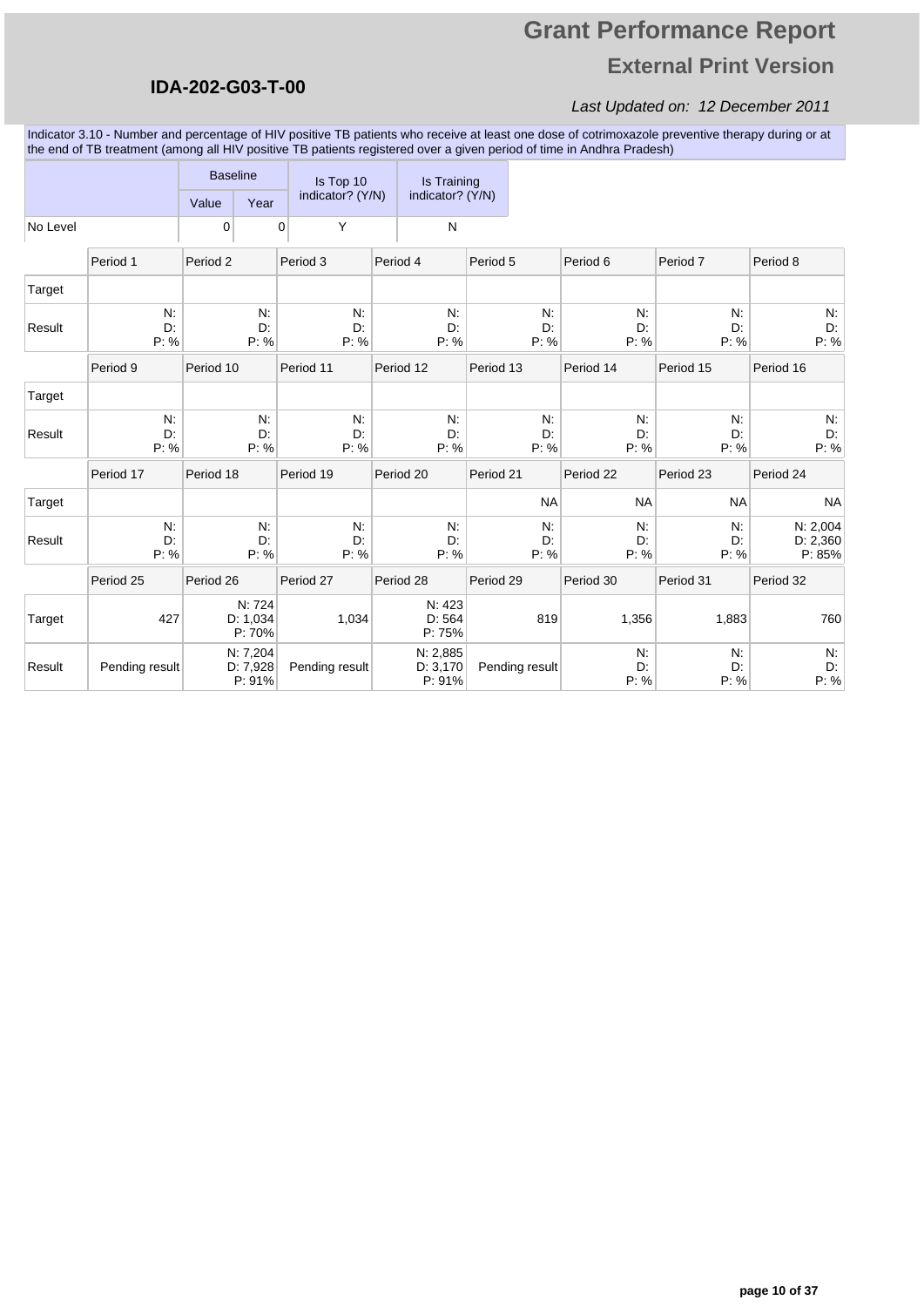# Grant Performance Report

## External Print Version

**IDA-202-G03-T-00**

*Last Updated on: 12 December 2011*

Indicator 3.10 - Number and percentage of HIV positive TB patients who receive at least one dose of cotrimoxazole preventive therapy during or at the end of TB treatment (among all HIV positive TB patients registered over a given period of time in Andhra Pradesh)

| | Baseline | | Is Top 10 indicator? (Y/N) | Is Training indicator? (Y/N) |
|---|---|---|---|---|
| | Value | Year | | |
| No Level | 0 | 0 | Y | N |

| | Period 1 | Period 2 | Period 3 | Period 4 | Period 5 | Period 6 | Period 7 | Period 8 |
|---|---|---|---|---|---|---|---|---|
| Target | | | | | | | | |
| Result | N: D: P: % | N: D: P: % | N: D: P: % | N: D: P: % | N: D: P: % | N: D: P: % | N: D: P: % | N: D: P: % |

| | Period 9 | Period 10 | Period 11 | Period 12 | Period 13 | Period 14 | Period 15 | Period 16 |
|---|---|---|---|---|---|---|---|---|
| Target | | | | | | | | |
| Result | N: D: P: % | N: D: P: % | N: D: P: % | N: D: P: % | N: D: P: % | N: D: P: % | N: D: P: % | N: D: P: % |

| | Period 17 | Period 18 | Period 19 | Period 20 | Period 21 | Period 22 | Period 23 | Period 24 |
|---|---|---|---|---|---|---|---|---|
| Target | | | | | NA | NA | NA | NA |
| Result | N: D: P: % | N: D: P: % | N: D: P: % | N: D: P: % | N: D: P: % | N: D: P: % | N: D: P: % | N: 2,004 D: 2,360 P: 85% |

| | Period 25 | Period 26 | Period 27 | Period 28 | Period 29 | Period 30 | Period 31 | Period 32 |
|---|---|---|---|---|---|---|---|---|
| Target | 427 | N: 724 D: 1,034 P: 70% | 1,034 | N: 423 D: 564 P: 75% | 819 | 1,356 | 1,883 | 760 |
| Result | Pending result | N: 7,204 D: 7,928 P: 91% | Pending result | N: 2,885 D: 3,170 P: 91% | Pending result | N: D: P: % | N: D: P: % | N: D: P: % |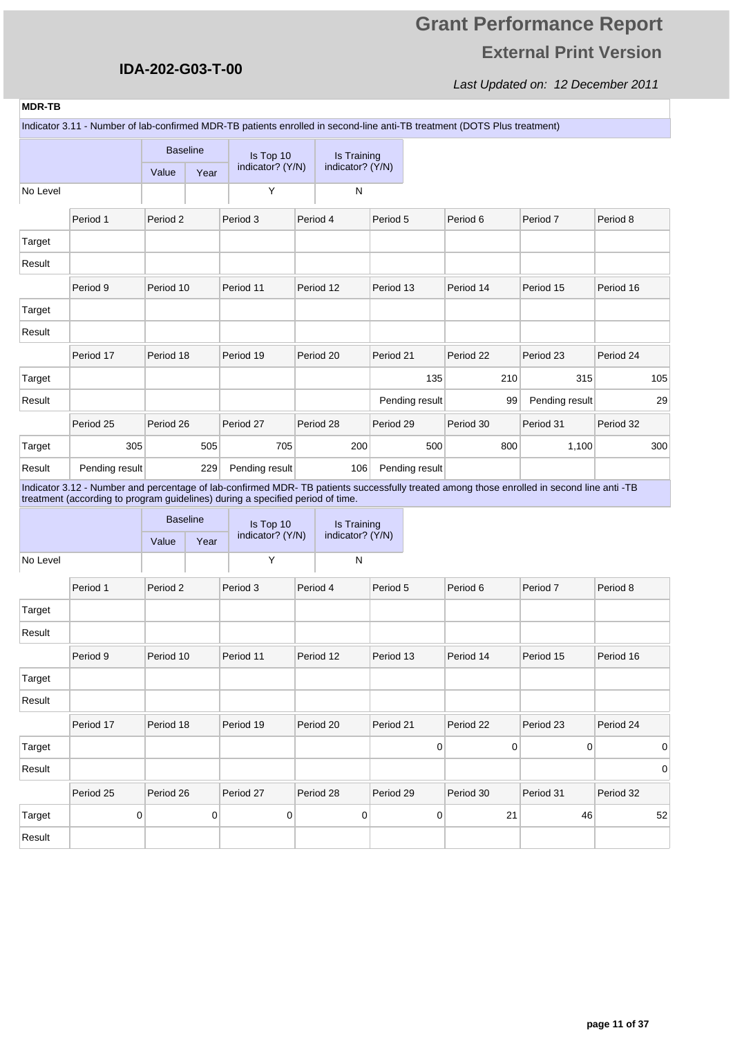# Grant Performance Report

## External Print Version

**IDA-202-G03-T-00**

*Last Updated on: 12 December 2011*

**MDR-TB**

Indicator 3.11 - Number of lab-confirmed MDR-TB patients enrolled in second-line anti-TB treatment (DOTS Plus treatment)

| | Baseline | | Is Top 10 indicator? (Y/N) | Is Training indicator? (Y/N) |
|---|---|---|---|---|
| | Value | Year | | |
| No Level | | | Y | N |

| | Period 1 | Period 2 | Period 3 | Period 4 | Period 5 | Period 6 | Period 7 | Period 8 |
|---|---|---|---|---|---|---|---|---|
| Target | | | | | | | | |
| Result | | | | | | | | |
| | **Period 9** | **Period 10** | **Period 11** | **Period 12** | **Period 13** | **Period 14** | **Period 15** | **Period 16** |
| Target | | | | | | | | |
| Result | | | | | | | | |
| | **Period 17** | **Period 18** | **Period 19** | **Period 20** | **Period 21** | **Period 22** | **Period 23** | **Period 24** |
| Target | | | | | 135 | 210 | 315 | 105 |
| Result | | | | | Pending result | 99 | Pending result | 29 |
| | **Period 25** | **Period 26** | **Period 27** | **Period 28** | **Period 29** | **Period 30** | **Period 31** | **Period 32** |
| Target | 305 | 505 | 705 | 200 | 500 | 800 | 1,100 | 300 |
| Result | Pending result | 229 | Pending result | 106 | Pending result | | | |

Indicator 3.12 - Number and percentage of lab-confirmed MDR- TB patients successfully treated among those enrolled in second line anti -TB treatment (according to program guidelines) during a specified period of time.

| | Baseline | | Is Top 10 indicator? (Y/N) | Is Training indicator? (Y/N) |
|---|---|---|---|---|
| | Value | Year | | |
| No Level | | | Y | N |

| | Period 1 | Period 2 | Period 3 | Period 4 | Period 5 | Period 6 | Period 7 | Period 8 |
|---|---|---|---|---|---|---|---|---|
| Target | | | | | | | | |
| Result | | | | | | | | |
| | **Period 9** | **Period 10** | **Period 11** | **Period 12** | **Period 13** | **Period 14** | **Period 15** | **Period 16** |
| Target | | | | | | | | |
| Result | | | | | | | | |
| | **Period 17** | **Period 18** | **Period 19** | **Period 20** | **Period 21** | **Period 22** | **Period 23** | **Period 24** |
| Target | | | | | 0 | 0 | 0 | 0 |
| Result | | | | | | | | 0 |
| | **Period 25** | **Period 26** | **Period 27** | **Period 28** | **Period 29** | **Period 30** | **Period 31** | **Period 32** |
| Target | 0 | 0 | 0 | 0 | 0 | 21 | 46 | 52 |
| Result | | | | | | | | |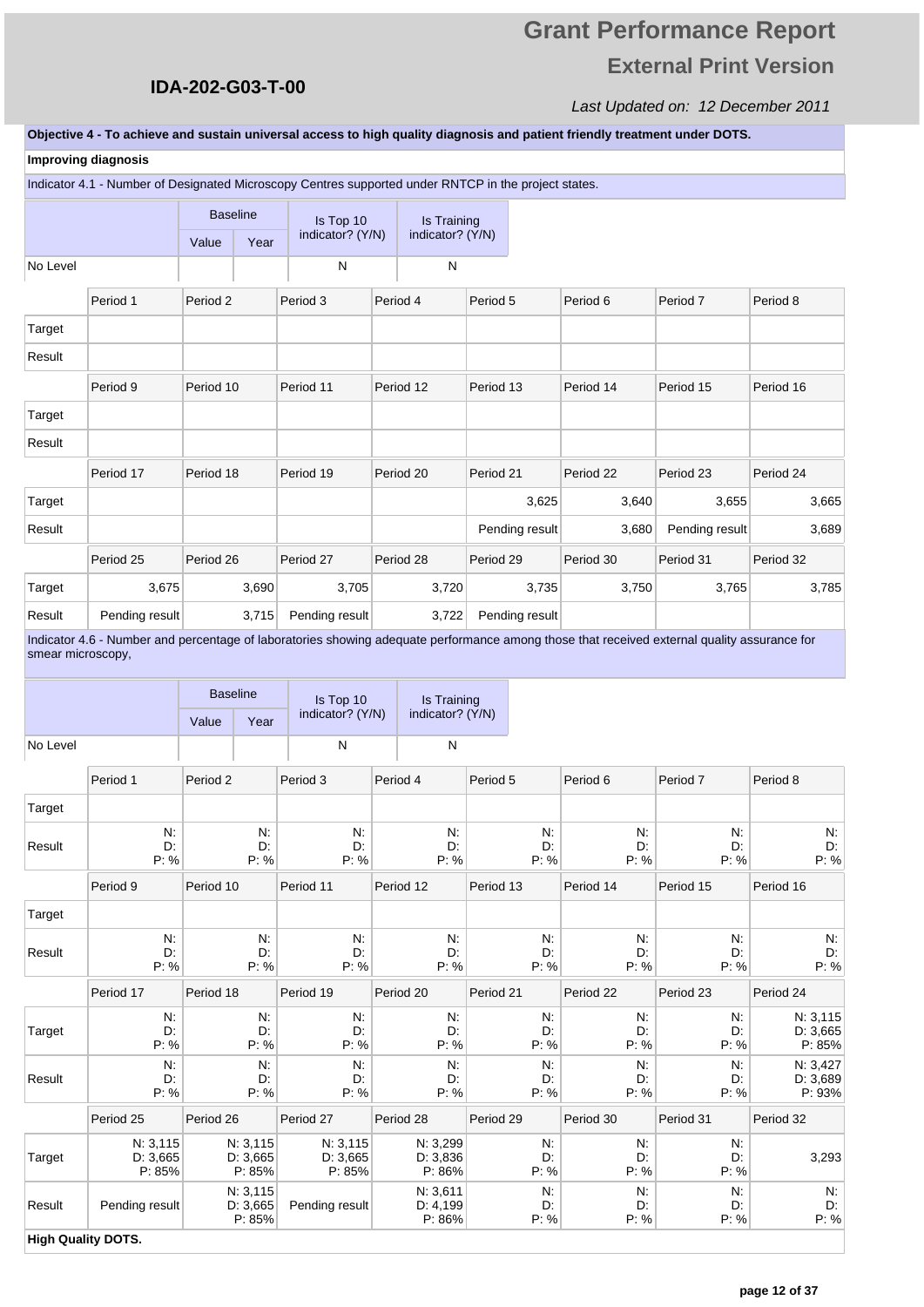Objective 4 - To achieve and sustain universal access to high quality diagnosis and patient friendly treatment under DOTS.

**Improving diagnosis**

Indicator 4.1 - Number of Designated Microscopy Centres supported under RNTCP in the project states.

| | Baseline | | Is Top 10 indicator? (Y/N) | Is Training indicator? (Y/N) |
|---|---|---|---|---|
| | Value | Year | | |
| No Level | | | N | N |

| | Period 1 | Period 2 | Period 3 | Period 4 | Period 5 | Period 6 | Period 7 | Period 8 |
|---|---|---|---|---|---|---|---|---|
| Target | | | | | | | | |
| Result | | | | | | | | |
| | **Period 9** | **Period 10** | **Period 11** | **Period 12** | **Period 13** | **Period 14** | **Period 15** | **Period 16** |
| Target | | | | | | | | |
| Result | | | | | | | | |
| | **Period 17** | **Period 18** | **Period 19** | **Period 20** | **Period 21** | **Period 22** | **Period 23** | **Period 24** |
| Target | | | | | 3,625 | 3,640 | 3,655 | 3,665 |
| Result | | | | | Pending result | 3,680 | Pending result | 3,689 |
| | **Period 25** | **Period 26** | **Period 27** | **Period 28** | **Period 29** | **Period 30** | **Period 31** | **Period 32** |
| Target | 3,675 | 3,690 | 3,705 | 3,720 | 3,735 | 3,750 | 3,765 | 3,785 |
| Result | Pending result | 3,715 | Pending result | 3,722 | Pending result | | | |

Indicator 4.6 - Number and percentage of laboratories showing adequate performance among those that received external quality assurance for smear microscopy,

| | Baseline | | Is Top 10 indicator? (Y/N) | Is Training indicator? (Y/N) |
|---|---|---|---|---|
| | Value | Year | | |
| No Level | | | N | N |

| | Period 1 | Period 2 | Period 3 | Period 4 | Period 5 | Period 6 | Period 7 | Period 8 |
|---|---|---|---|---|---|---|---|---|
| Target | | | | | | | | |
| Result | N: D: P: % | N: D: P: % | N: D: P: % | N: D: P: % | N: D: P: % | N: D: P: % | N: D: P: % | N: D: P: % |
| | **Period 9** | **Period 10** | **Period 11** | **Period 12** | **Period 13** | **Period 14** | **Period 15** | **Period 16** |
| Target | | | | | | | | |
| Result | N: D: P: % | N: D: P: % | N: D: P: % | N: D: P: % | N: D: P: % | N: D: P: % | N: D: P: % | N: D: P: % |
| | **Period 17** | **Period 18** | **Period 19** | **Period 20** | **Period 21** | **Period 22** | **Period 23** | **Period 24** |
| Target | N: D: P: % | N: D: P: % | N: D: P: % | N: D: P: % | N: D: P: % | N: D: P: % | N: D: P: % | N: 3,115 D: 3,665 P: 85% |
| Result | N: D: P: % | N: D: P: % | N: D: P: % | N: D: P: % | N: D: P: % | N: D: P: % | N: D: P: % | N: 3,427 D: 3,689 P: 93% |
| | **Period 25** | **Period 26** | **Period 27** | **Period 28** | **Period 29** | **Period 30** | **Period 31** | **Period 32** |
| Target | N: 3,115 D: 3,665 P: 85% | N: 3,115 D: 3,665 P: 85% | N: 3,115 D: 3,665 P: 85% | N: 3,299 D: 3,836 P: 86% | N: D: P: % | N: D: P: % | N: D: P: % | 3,293 |
| Result | Pending result | N: 3,115 D: 3,665 P: 85% | Pending result | N: 3,611 D: 4,199 P: 86% | N: D: P: % | N: D: P: % | N: D: P: % | N: D: P: % |

**High Quality DOTS.**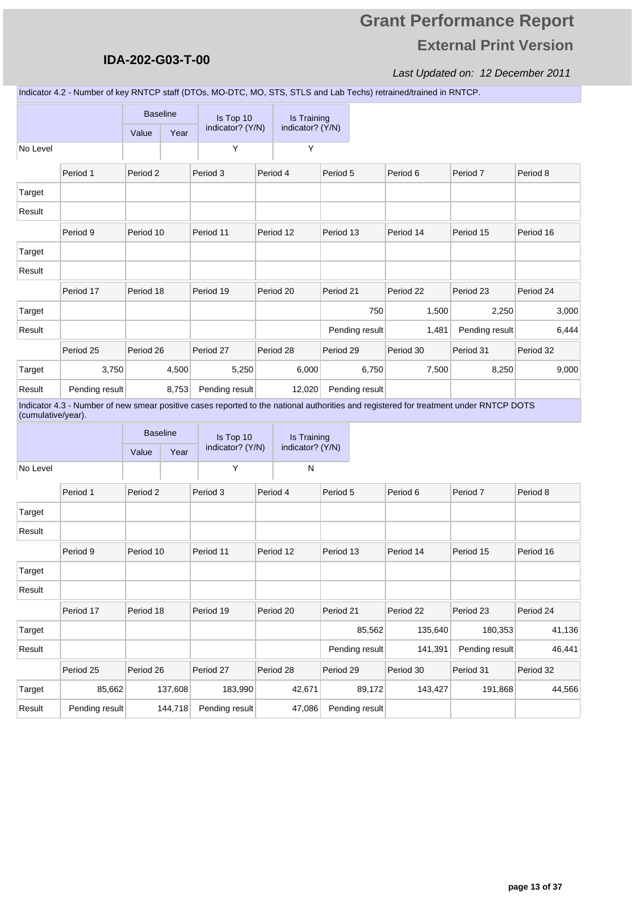# Grant Performance Report

## External Print Version

**IDA-202-G03-T-00**

*Last Updated on: 12 December 2011*

Indicator 4.2 - Number of key RNTCP staff (DTOs, MO-DTC, MO, STS, STLS and Lab Techs) retrained/trained in RNTCP.

| | Baseline | | Is Top 10 indicator? (Y/N) | Is Training indicator? (Y/N) |
|---|---|---|---|---|
| | Value | Year | | |
| No Level | | | Y | Y |

| | Period 1 | Period 2 | Period 3 | Period 4 | Period 5 | Period 6 | Period 7 | Period 8 |
|---|---|---|---|---|---|---|---|---|
| Target | | | | | | | | |
| Result | | | | | | | | |
| | Period 9 | Period 10 | Period 11 | Period 12 | Period 13 | Period 14 | Period 15 | Period 16 |
| Target | | | | | | | | |
| Result | | | | | | | | |
| | Period 17 | Period 18 | Period 19 | Period 20 | Period 21 | Period 22 | Period 23 | Period 24 |
| Target | | | | | 750 | 1,500 | 2,250 | 3,000 |
| Result | | | | | Pending result | 1,481 | Pending result | 6,444 |
| | Period 25 | Period 26 | Period 27 | Period 28 | Period 29 | Period 30 | Period 31 | Period 32 |
| Target | 3,750 | 4,500 | 5,250 | 6,000 | 6,750 | 7,500 | 8,250 | 9,000 |
| Result | Pending result | 8,753 | Pending result | 12,020 | Pending result | | | |

Indicator 4.3 - Number of new smear positive cases reported to the national authorities and registered for treatment under RNTCP DOTS (cumulative/year).

| | Baseline | | Is Top 10 indicator? (Y/N) | Is Training indicator? (Y/N) |
|---|---|---|---|---|
| | Value | Year | | |
| No Level | | | Y | N |

| | Period 1 | Period 2 | Period 3 | Period 4 | Period 5 | Period 6 | Period 7 | Period 8 |
|---|---|---|---|---|---|---|---|---|
| Target | | | | | | | | |
| Result | | | | | | | | |
| | Period 9 | Period 10 | Period 11 | Period 12 | Period 13 | Period 14 | Period 15 | Period 16 |
| Target | | | | | | | | |
| Result | | | | | | | | |
| | Period 17 | Period 18 | Period 19 | Period 20 | Period 21 | Period 22 | Period 23 | Period 24 |
| Target | | | | | 85,562 | 135,640 | 180,353 | 41,136 |
| Result | | | | | Pending result | 141,391 | Pending result | 46,441 |
| | Period 25 | Period 26 | Period 27 | Period 28 | Period 29 | Period 30 | Period 31 | Period 32 |
| Target | 85,662 | 137,608 | 183,990 | 42,671 | 89,172 | 143,427 | 191,868 | 44,566 |
| Result | Pending result | 144,718 | Pending result | 47,086 | Pending result | | | |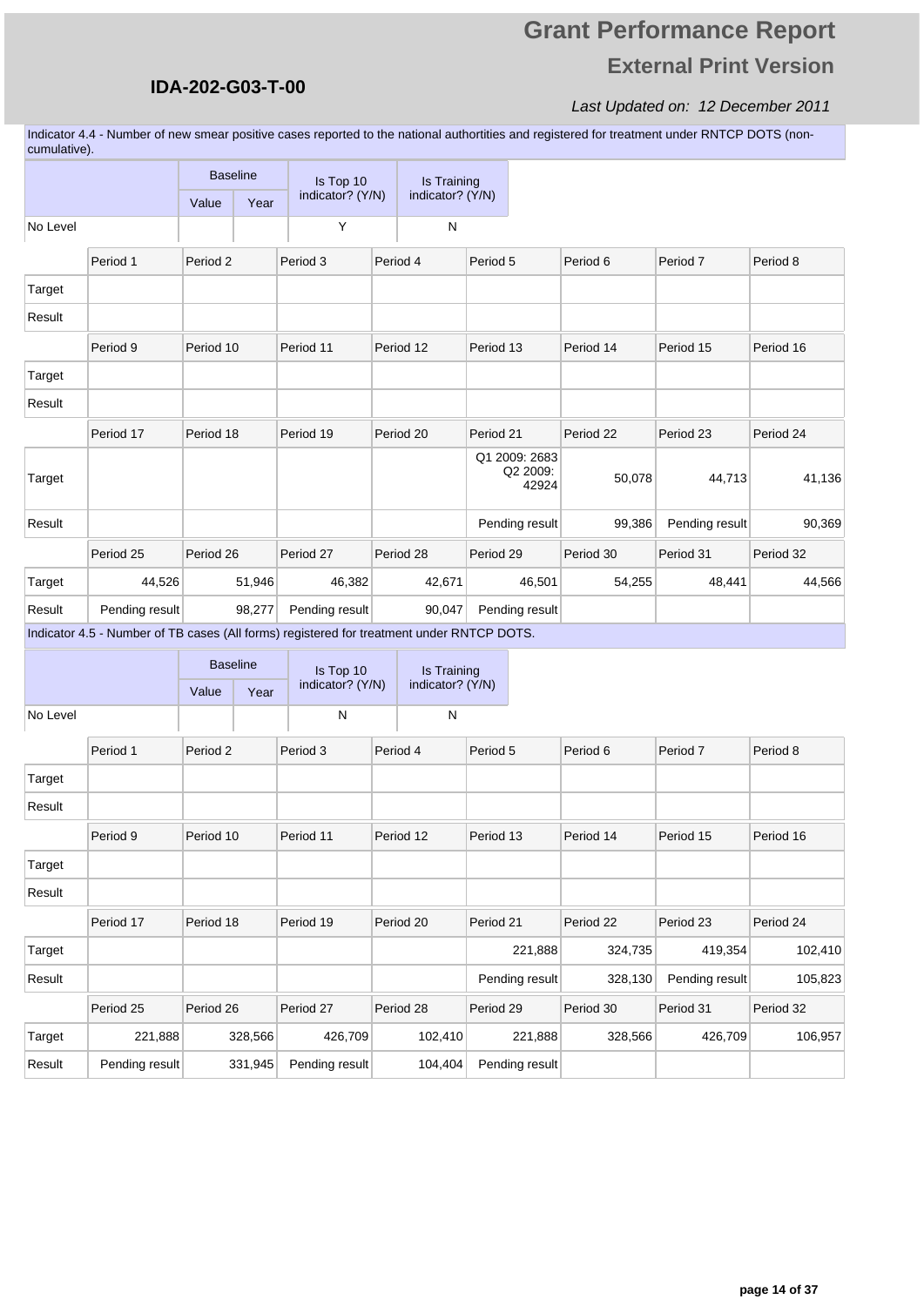**IDA-202-G03-T-00**

# Grant Performance Report

## External Print Version

*Last Updated on: 12 December 2011*

Indicator 4.4 - Number of new smear positive cases reported to the national authorities and registered for treatment under RNTCP DOTS (non-cumulative).

| | Baseline | | Is Top 10 indicator? (Y/N) | Is Training indicator? (Y/N) |
|---|---|---|---|---|
| | Value | Year | | |
| No Level | | | Y | N |

| | Period 1 | Period 2 | Period 3 | Period 4 | Period 5 | Period 6 | Period 7 | Period 8 |
|---|---|---|---|---|---|---|---|---|
| Target | | | | | | | | |
| Result | | | | | | | | |

| | Period 9 | Period 10 | Period 11 | Period 12 | Period 13 | Period 14 | Period 15 | Period 16 |
|---|---|---|---|---|---|---|---|---|
| Target | | | | | | | | |
| Result | | | | | | | | |

| | Period 17 | Period 18 | Period 19 | Period 20 | Period 21 | Period 22 | Period 23 | Period 24 |
|---|---|---|---|---|---|---|---|---|
| Target | | | | | Q1 2009: 2683 Q2 2009: 42924 | 50,078 | 44,713 | 41,136 |
| Result | | | | | Pending result | 99,386 | Pending result | 90,369 |

| | Period 25 | Period 26 | Period 27 | Period 28 | Period 29 | Period 30 | Period 31 | Period 32 |
|---|---|---|---|---|---|---|---|---|
| Target | 44,526 | 51,946 | 46,382 | 42,671 | 46,501 | 54,255 | 48,441 | 44,566 |
| Result | Pending result | 98,277 | Pending result | 90,047 | Pending result | | | |

Indicator 4.5 - Number of TB cases (All forms) registered for treatment under RNTCP DOTS.

| | Baseline | | Is Top 10 indicator? (Y/N) | Is Training indicator? (Y/N) |
|---|---|---|---|---|
| | Value | Year | | |
| No Level | | | N | N |

| | Period 1 | Period 2 | Period 3 | Period 4 | Period 5 | Period 6 | Period 7 | Period 8 |
|---|---|---|---|---|---|---|---|---|
| Target | | | | | | | | |
| Result | | | | | | | | |

| | Period 9 | Period 10 | Period 11 | Period 12 | Period 13 | Period 14 | Period 15 | Period 16 |
|---|---|---|---|---|---|---|---|---|
| Target | | | | | | | | |
| Result | | | | | | | | |

| | Period 17 | Period 18 | Period 19 | Period 20 | Period 21 | Period 22 | Period 23 | Period 24 |
|---|---|---|---|---|---|---|---|---|
| Target | | | | | 221,888 | 324,735 | 419,354 | 102,410 |
| Result | | | | | Pending result | 328,130 | Pending result | 105,823 |

| | Period 25 | Period 26 | Period 27 | Period 28 | Period 29 | Period 30 | Period 31 | Period 32 |
|---|---|---|---|---|---|---|---|---|
| Target | 221,888 | 328,566 | 426,709 | 102,410 | 221,888 | 328,566 | 426,709 | 106,957 |
| Result | Pending result | 331,945 | Pending result | 104,404 | Pending result | | | |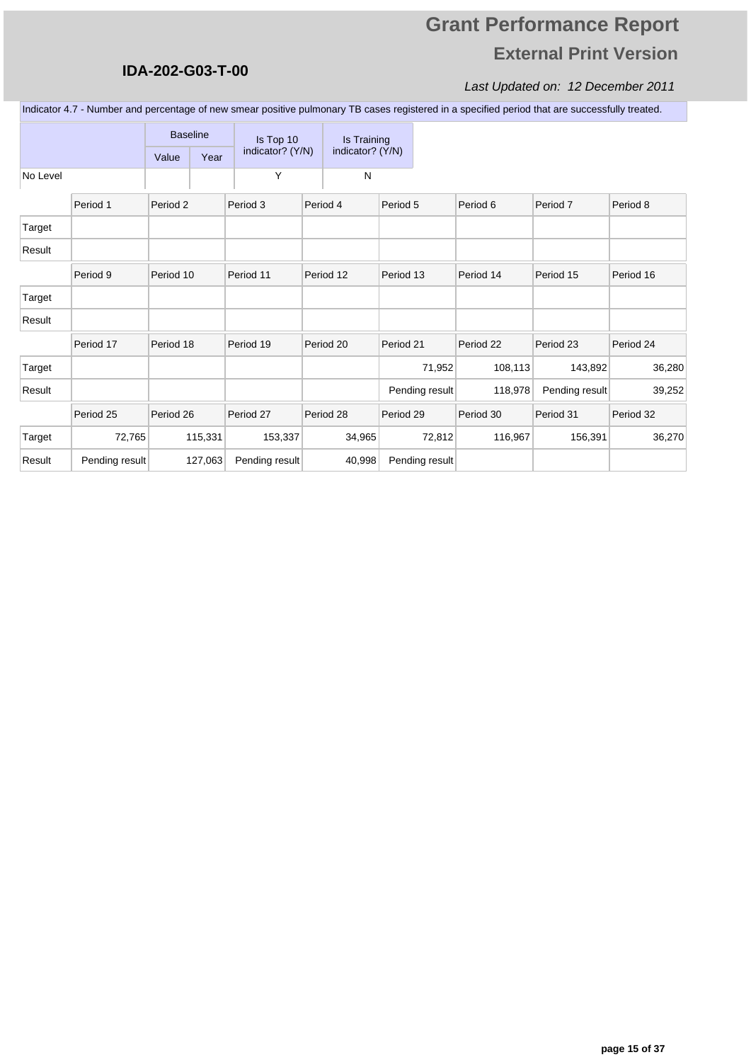# Grant Performance Report

## External Print Version

**IDA-202-G03-T-00**

*Last Updated on: 12 December 2011*

Indicator 4.7 - Number and percentage of new smear positive pulmonary TB cases registered in a specified period that are successfully treated.

| | Baseline | | Is Top 10 indicator? (Y/N) | Is Training indicator? (Y/N) |
|---|---|---|---|---|
| | Value | Year | | |
| No Level | | | Y | N |

| | Period 1 | Period 2 | Period 3 | Period 4 | Period 5 | Period 6 | Period 7 | Period 8 |
|---|---|---|---|---|---|---|---|---|
| Target | | | | | | | | |
| Result | | | | | | | | |
| | **Period 9** | **Period 10** | **Period 11** | **Period 12** | **Period 13** | **Period 14** | **Period 15** | **Period 16** |
| Target | | | | | | | | |
| Result | | | | | | | | |
| | **Period 17** | **Period 18** | **Period 19** | **Period 20** | **Period 21** | **Period 22** | **Period 23** | **Period 24** |
| Target | | | | | 71,952 | 108,113 | 143,892 | 36,280 |
| Result | | | | | Pending result | 118,978 | Pending result | 39,252 |
| | **Period 25** | **Period 26** | **Period 27** | **Period 28** | **Period 29** | **Period 30** | **Period 31** | **Period 32** |
| Target | 72,765 | 115,331 | 153,337 | 34,965 | 72,812 | 116,967 | 156,391 | 36,270 |
| Result | Pending result | 127,063 | Pending result | 40,998 | Pending result | | | |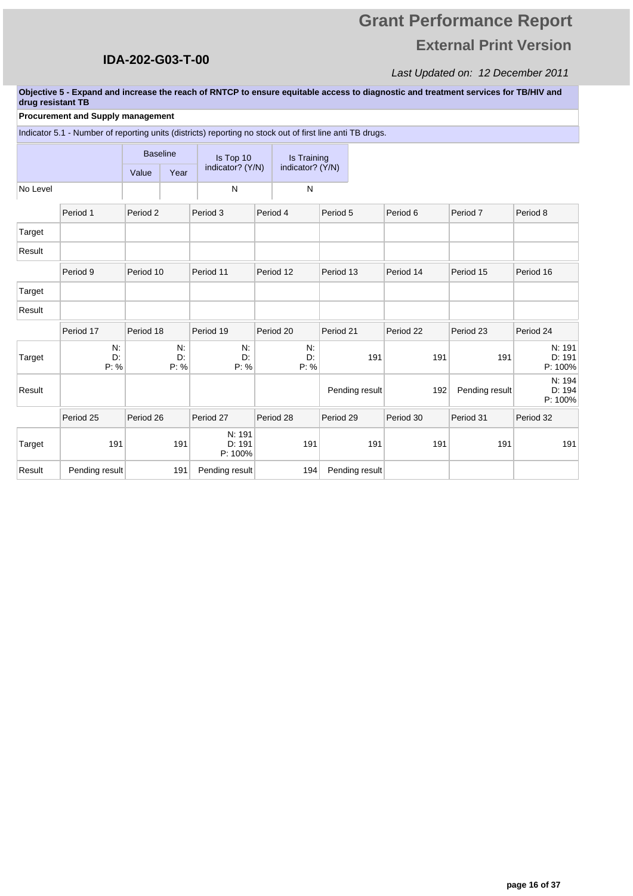# Grant Performance Report

## External Print Version

**IDA-202-G03-T-00**

*Last Updated on: 12 December 2011*

**Objective 5 - Expand and increase the reach of RNTCP to ensure equitable access to diagnostic and treatment services for TB/HIV and drug resistant TB**

**Procurement and Supply management**

Indicator 5.1 - Number of reporting units (districts) reporting no stock out of first line anti TB drugs.

| | Baseline | | Is Top 10 indicator? (Y/N) | Is Training indicator? (Y/N) |
|---|---|---|---|---|
| | Value | Year | | |
| No Level | | | N | N |

| | Period 1 | Period 2 | Period 3 | Period 4 | Period 5 | Period 6 | Period 7 | Period 8 |
|---|---|---|---|---|---|---|---|---|
| Target | | | | | | | | |
| Result | | | | | | | | |

| | Period 9 | Period 10 | Period 11 | Period 12 | Period 13 | Period 14 | Period 15 | Period 16 |
|---|---|---|---|---|---|---|---|---|
| Target | | | | | | | | |
| Result | | | | | | | | |

| | Period 17 | Period 18 | Period 19 | Period 20 | Period 21 | Period 22 | Period 23 | Period 24 |
|---|---|---|---|---|---|---|---|---|
| Target | N: D: P: % | N: D: P: % | N: D: P: % | N: D: P: % | 191 | 191 | 191 | N: 191 D: 191 P: 100% |
| Result | | | | | Pending result | 192 | Pending result | N: 194 D: 194 P: 100% |

| | Period 25 | Period 26 | Period 27 | Period 28 | Period 29 | Period 30 | Period 31 | Period 32 |
|---|---|---|---|---|---|---|---|---|
| Target | 191 | 191 | N: 191 D: 191 P: 100% | 191 | 191 | 191 | 191 | 191 |
| Result | Pending result | 191 | Pending result | 194 | Pending result | | | |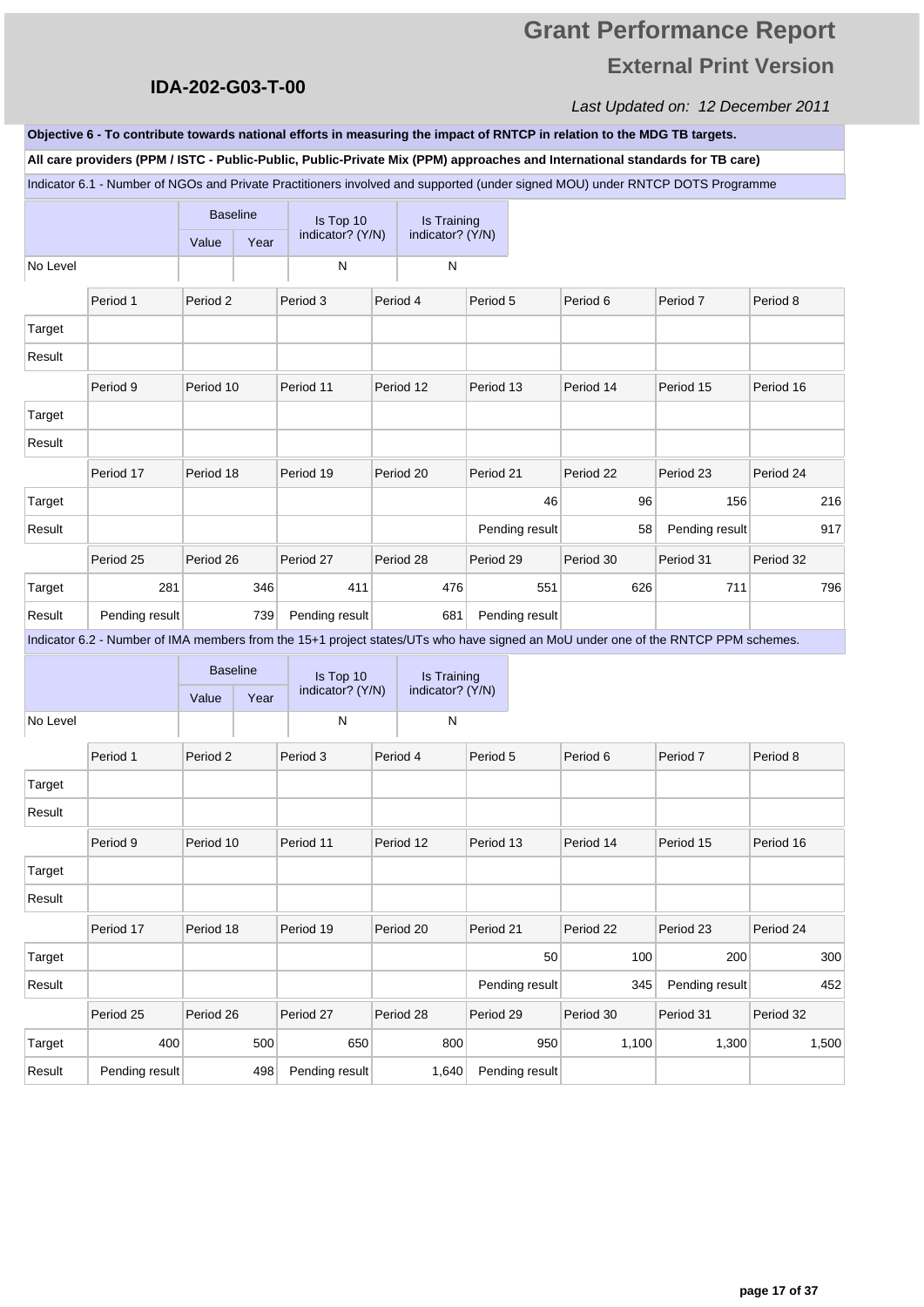# Grant Performance Report

## External Print Version

**IDA-202-G03-T-00**

*Last Updated on: 12 December 2011*

**Objective 6 - To contribute towards national efforts in measuring the impact of RNTCP in relation to the MDG TB targets.**

**All care providers (PPM / ISTC - Public-Public, Public-Private Mix (PPM) approaches and International standards for TB care)**

Indicator 6.1 - Number of NGOs and Private Practitioners involved and supported (under signed MOU) under RNTCP DOTS Programme

| | Baseline | | Is Top 10 indicator? (Y/N) | Is Training indicator? (Y/N) |
|---|---|---|---|---|
| | Value | Year | | |
| No Level | | | N | N |

| | Period 1 | Period 2 | Period 3 | Period 4 | Period 5 | Period 6 | Period 7 | Period 8 |
|---|---|---|---|---|---|---|---|---|
| Target | | | | | | | | |
| Result | | | | | | | | |
| | **Period 9** | **Period 10** | **Period 11** | **Period 12** | **Period 13** | **Period 14** | **Period 15** | **Period 16** |
| Target | | | | | | | | |
| Result | | | | | | | | |
| | **Period 17** | **Period 18** | **Period 19** | **Period 20** | **Period 21** | **Period 22** | **Period 23** | **Period 24** |
| Target | | | | | 46 | 96 | 156 | 216 |
| Result | | | | | Pending result | 58 | Pending result | 917 |
| | **Period 25** | **Period 26** | **Period 27** | **Period 28** | **Period 29** | **Period 30** | **Period 31** | **Period 32** |
| Target | 281 | 346 | 411 | 476 | 551 | 626 | 711 | 796 |
| Result | Pending result | 739 | Pending result | 681 | Pending result | | | |

Indicator 6.2 - Number of IMA members from the 15+1 project states/UTs who have signed an MoU under one of the RNTCP PPM schemes.

| | Baseline | | Is Top 10 indicator? (Y/N) | Is Training indicator? (Y/N) |
|---|---|---|---|---|
| | Value | Year | | |
| No Level | | | N | N |

| | Period 1 | Period 2 | Period 3 | Period 4 | Period 5 | Period 6 | Period 7 | Period 8 |
|---|---|---|---|---|---|---|---|---|
| Target | | | | | | | | |
| Result | | | | | | | | |
| | **Period 9** | **Period 10** | **Period 11** | **Period 12** | **Period 13** | **Period 14** | **Period 15** | **Period 16** |
| Target | | | | | | | | |
| Result | | | | | | | | |
| | **Period 17** | **Period 18** | **Period 19** | **Period 20** | **Period 21** | **Period 22** | **Period 23** | **Period 24** |
| Target | | | | | 50 | 100 | 200 | 300 |
| Result | | | | | Pending result | 345 | Pending result | 452 |
| | **Period 25** | **Period 26** | **Period 27** | **Period 28** | **Period 29** | **Period 30** | **Period 31** | **Period 32** |
| Target | 400 | 500 | 650 | 800 | 950 | 1,100 | 1,300 | 1,500 |
| Result | Pending result | 498 | Pending result | 1,640 | Pending result | | | |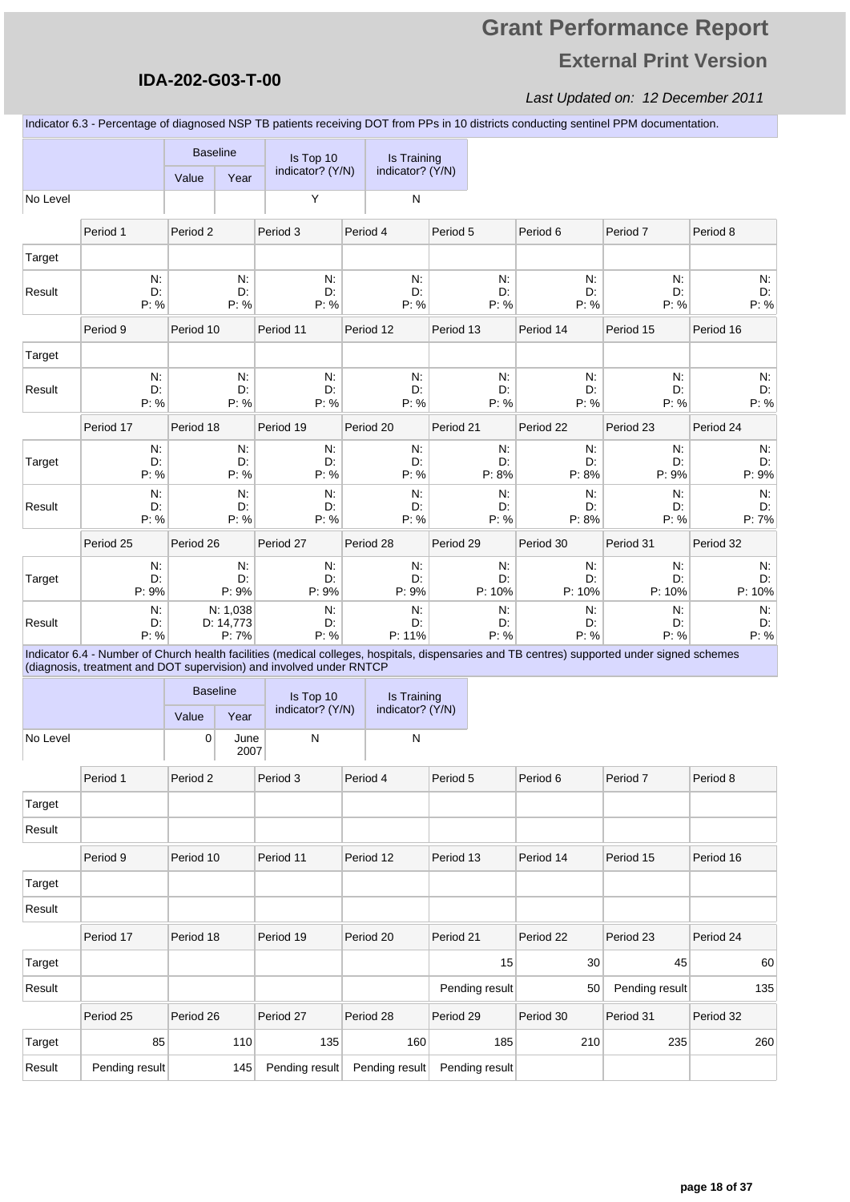Indicator 6.3 - Percentage of diagnosed NSP TB patients receiving DOT from PPs in 10 districts conducting sentinel PPM documentation.

| | Baseline Value | Baseline Year | Is Top 10 indicator? (Y/N) | Is Training indicator? (Y/N) |
|---|---|---|---|---|
| No Level | | | Y | N |

| | Period 1 | Period 2 | Period 3 | Period 4 | Period 5 | Period 6 | Period 7 | Period 8 |
|---|---|---|---|---|---|---|---|---|
| Target | | | | | | | | |
| Result | N: D: P: % | N: D: P: % | N: D: P: % | N: D: P: % | N: D: P: % | N: D: P: % | N: D: P: % | N: D: P: % |

| | Period 9 | Period 10 | Period 11 | Period 12 | Period 13 | Period 14 | Period 15 | Period 16 |
|---|---|---|---|---|---|---|---|---|
| Target | | | | | | | | |
| Result | N: D: P: % | N: D: P: % | N: D: P: % | N: D: P: % | N: D: P: % | N: D: P: % | N: D: P: % | N: D: P: % |

| | Period 17 | Period 18 | Period 19 | Period 20 | Period 21 | Period 22 | Period 23 | Period 24 |
|---|---|---|---|---|---|---|---|---|
| Target | N: D: P: % | N: D: P: % | N: D: P: % | N: D: P: % | N: D: P: 8% | N: D: P: 8% | N: D: P: 9% | N: D: P: 9% |
| Result | N: D: P: % | N: D: P: % | N: D: P: % | N: D: P: % | N: D: P: % | N: D: P: 8% | N: D: P: % | N: D: P: 7% |

| | Period 25 | Period 26 | Period 27 | Period 28 | Period 29 | Period 30 | Period 31 | Period 32 |
|---|---|---|---|---|---|---|---|---|
| Target | N: D: P: 9% | N: D: P: 9% | N: D: P: 9% | N: D: P: 9% | N: D: P: 10% | N: D: P: 10% | N: D: P: 10% | N: D: P: 10% |
| Result | N: D: P: % | N: 1,038 D: 14,773 P: 7% | N: D: P: % | N: D: P: 11% | N: D: P: % | N: D: P: % | N: D: P: % | N: D: P: % |

Indicator 6.4 - Number of Church health facilities (medical colleges, hospitals, dispensaries and TB centres) supported under signed schemes (diagnosis, treatment and DOT supervision) and involved under RNTCP

| | Baseline Value | Baseline Year | Is Top 10 indicator? (Y/N) | Is Training indicator? (Y/N) |
|---|---|---|---|---|
| No Level | 0 | June 2007 | N | N |

| | Period 1 | Period 2 | Period 3 | Period 4 | Period 5 | Period 6 | Period 7 | Period 8 |
|---|---|---|---|---|---|---|---|---|
| Target | | | | | | | | |
| Result | | | | | | | | |

| | Period 9 | Period 10 | Period 11 | Period 12 | Period 13 | Period 14 | Period 15 | Period 16 |
|---|---|---|---|---|---|---|---|---|
| Target | | | | | | | | |
| Result | | | | | | | | |

| | Period 17 | Period 18 | Period 19 | Period 20 | Period 21 | Period 22 | Period 23 | Period 24 |
|---|---|---|---|---|---|---|---|---|
| Target | | | | | 15 | 30 | 45 | 60 |
| Result | | | | | Pending result | 50 | Pending result | 135 |

| | Period 25 | Period 26 | Period 27 | Period 28 | Period 29 | Period 30 | Period 31 | Period 32 |
|---|---|---|---|---|---|---|---|---|
| Target | 85 | 110 | 135 | 160 | 185 | 210 | 235 | 260 |
| Result | Pending result | 145 | Pending result | Pending result | Pending result | | | |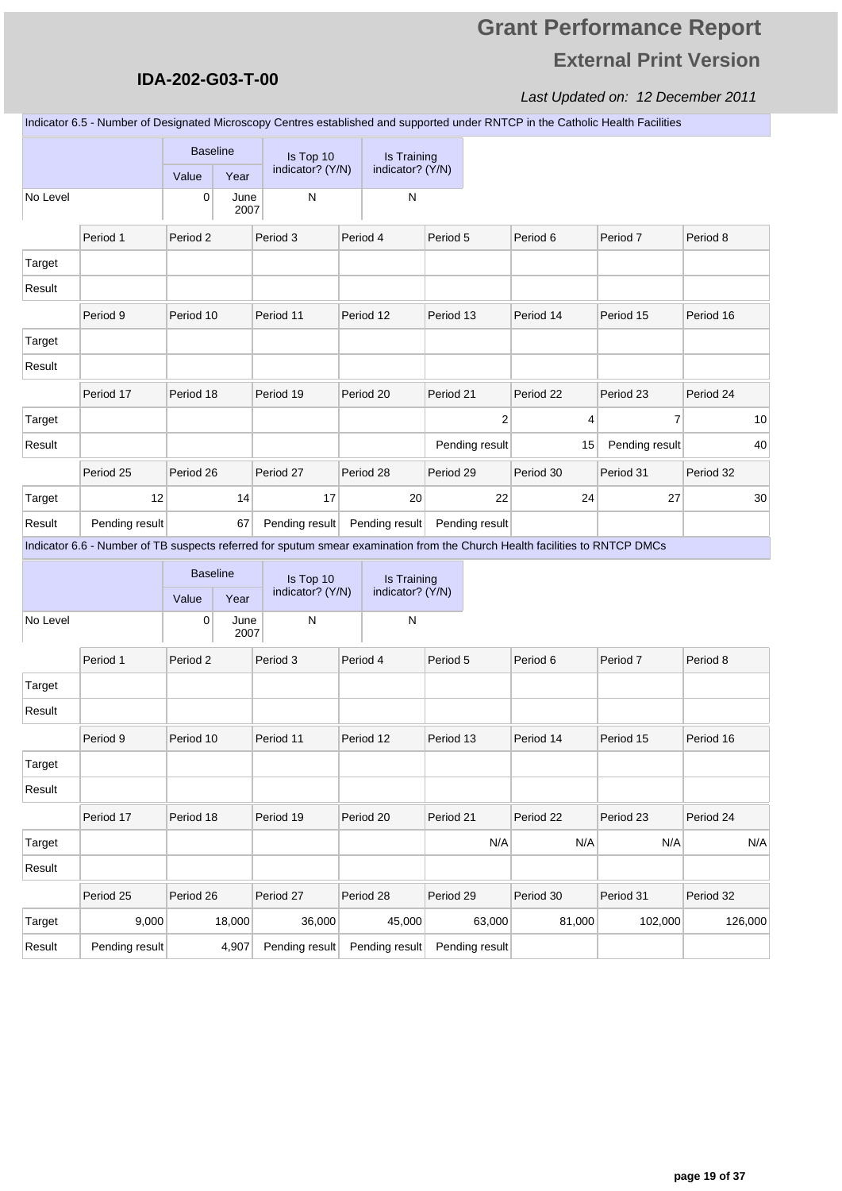Indicator 6.5 - Number of Designated Microscopy Centres established and supported under RNTCP in the Catholic Health Facilities

| | Baseline | | Is Top 10 indicator? (Y/N) | Is Training indicator? (Y/N) |
|---|---|---|---|---|
| | Value | Year | | |
| No Level | 0 | June 2007 | N | N |

| | Period 1 | Period 2 | Period 3 | Period 4 | Period 5 | Period 6 | Period 7 | Period 8 |
|---|---|---|---|---|---|---|---|---|
| Target | | | | | | | | |
| Result | | | | | | | | |
| | **Period 9** | **Period 10** | **Period 11** | **Period 12** | **Period 13** | **Period 14** | **Period 15** | **Period 16** |
| Target | | | | | | | | |
| Result | | | | | | | | |
| | **Period 17** | **Period 18** | **Period 19** | **Period 20** | **Period 21** | **Period 22** | **Period 23** | **Period 24** |
| Target | | | | | 2 | 4 | 7 | 10 |
| Result | | | | | Pending result | 15 | Pending result | 40 |
| | **Period 25** | **Period 26** | **Period 27** | **Period 28** | **Period 29** | **Period 30** | **Period 31** | **Period 32** |
| Target | 12 | 14 | 17 | 20 | 22 | 24 | 27 | 30 |
| Result | Pending result | 67 | Pending result | Pending result | Pending result | | | |

Indicator 6.6 - Number of TB suspects referred for sputum smear examination from the Church Health facilities to RNTCP DMCs

| | Baseline | | Is Top 10 indicator? (Y/N) | Is Training indicator? (Y/N) |
|---|---|---|---|---|
| | Value | Year | | |
| No Level | 0 | June 2007 | N | N |

| | Period 1 | Period 2 | Period 3 | Period 4 | Period 5 | Period 6 | Period 7 | Period 8 |
|---|---|---|---|---|---|---|---|---|
| Target | | | | | | | | |
| Result | | | | | | | | |
| | **Period 9** | **Period 10** | **Period 11** | **Period 12** | **Period 13** | **Period 14** | **Period 15** | **Period 16** |
| Target | | | | | | | | |
| Result | | | | | | | | |
| | **Period 17** | **Period 18** | **Period 19** | **Period 20** | **Period 21** | **Period 22** | **Period 23** | **Period 24** |
| Target | | | | | N/A | N/A | N/A | N/A |
| Result | | | | | | | | |
| | **Period 25** | **Period 26** | **Period 27** | **Period 28** | **Period 29** | **Period 30** | **Period 31** | **Period 32** |
| Target | 9,000 | 18,000 | 36,000 | 45,000 | 63,000 | 81,000 | 102,000 | 126,000 |
| Result | Pending result | 4,907 | Pending result | Pending result | Pending result | | | |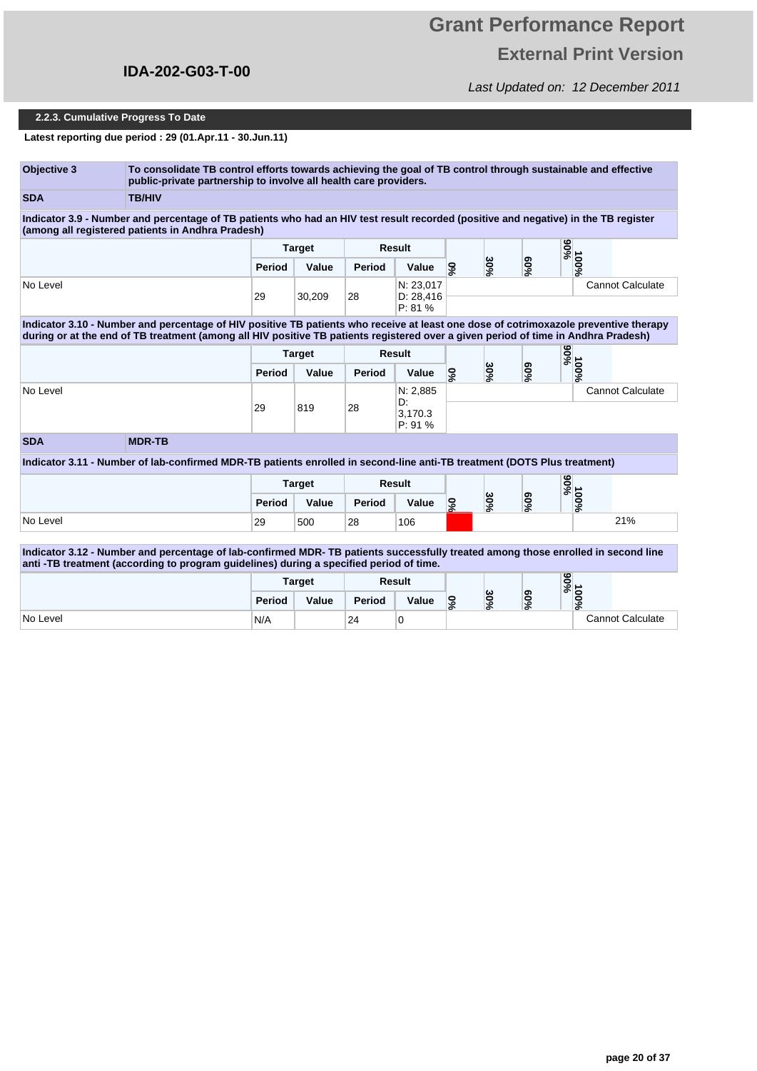**IDA-202-G03-T-00**

## 2.2.3. Cumulative Progress To Date

**Latest reporting due period : 29 (01.Apr.11 - 30.Jun.11)**

| **Objective 3** | **To consolidate TB control efforts towards achieving the goal of TB control through sustainable and effective public-private partnership to involve all health care providers.** |
|---|---|
| **SDA** | **TB/HIV** |

**Indicator 3.9 - Number and percentage of TB patients who had an HIV test result recorded (positive and negative) in the TB register (among all registered patients in Andhra Pradesh)**

| | Target | | Result | | 0% 30% 60% 90% 100% | |
|---|---|---|---|---|---|---|
| | **Period** | **Value** | **Period** | **Value** | | |
| No Level | 29 | 30,209 | 28 | N: 23,017 D: 28,416 P: 81 % | | Cannot Calculate |

**Indicator 3.10 - Number and percentage of HIV positive TB patients who receive at least one dose of cotrimoxazole preventive therapy during or at the end of TB treatment (among all HIV positive TB patients registered over a given period of time in Andhra Pradesh)**

| | Target | | Result | | 0% 30% 60% 90% 100% | |
|---|---|---|---|---|---|---|
| | **Period** | **Value** | **Period** | **Value** | | |
| No Level | 29 | 819 | 28 | N: 2,885 D: 3,170.3 P: 91 % | | Cannot Calculate |

| **SDA** | **MDR-TB** |
|---|---|

**Indicator 3.11 - Number of lab-confirmed MDR-TB patients enrolled in second-line anti-TB treatment (DOTS Plus treatment)**

| | Target | | Result | | 0% 30% 60% 90% 100% | |
|---|---|---|---|---|---|---|
| | **Period** | **Value** | **Period** | **Value** | | |
| No Level | 29 | 500 | 28 | 106 | | 21% |

**Indicator 3.12 - Number and percentage of lab-confirmed MDR- TB patients successfully treated among those enrolled in second line anti -TB treatment (according to program guidelines) during a specified period of time.**

| | Target | | Result | | 0% 30% 60% 90% 100% | |
|---|---|---|---|---|---|---|
| | **Period** | **Value** | **Period** | **Value** | | |
| No Level | N/A | | 24 | 0 | | Cannot Calculate |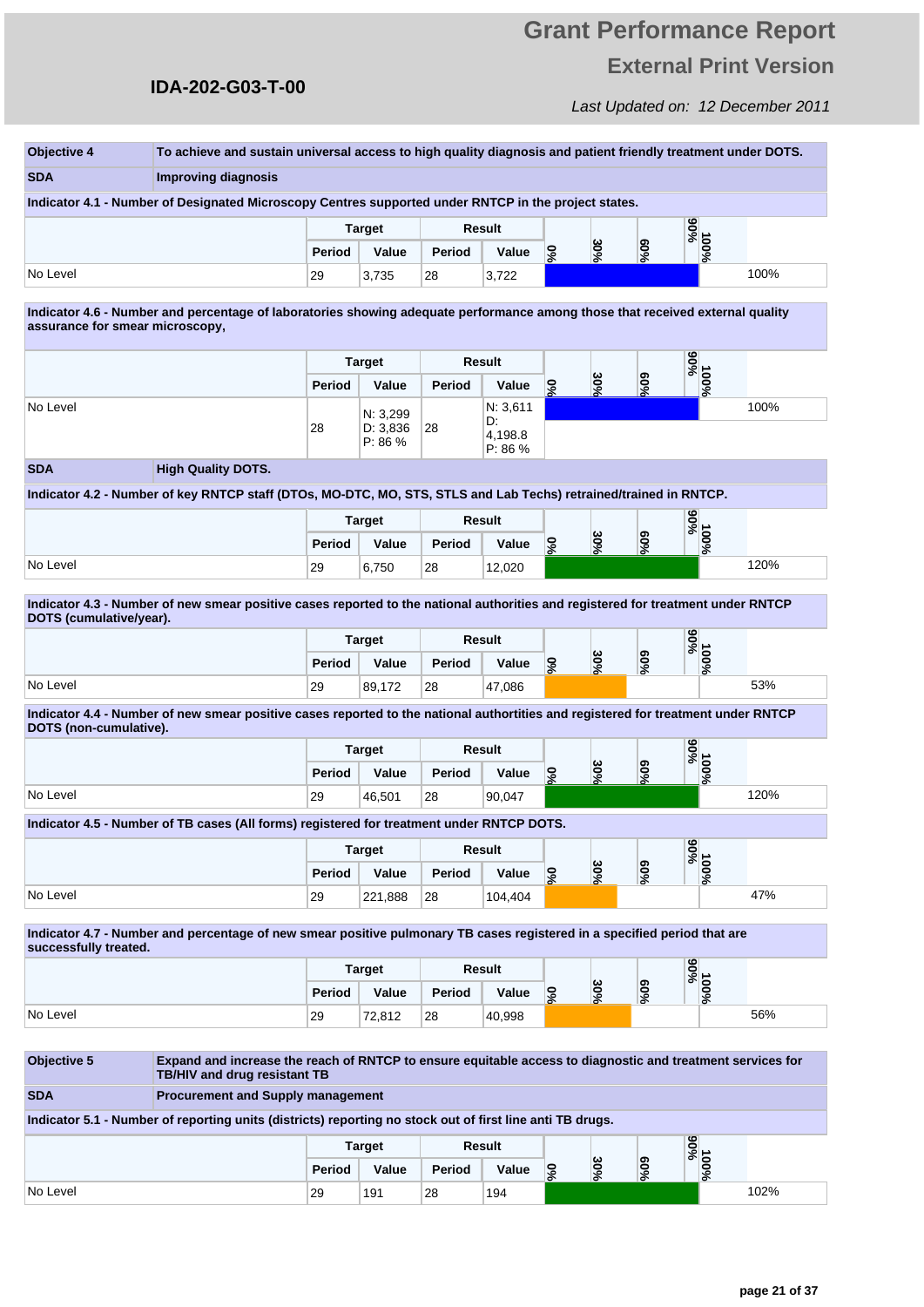# Grant Performance Report

## External Print Version

**IDA-202-G03-T-00**

*Last Updated on: 12 December 2011*

| Objective 4 | To achieve and sustain universal access to high quality diagnosis and patient friendly treatment under DOTS. |
|---|---|
| **SDA** | **Improving diagnosis** |

**Indicator 4.1 - Number of Designated Microscopy Centres supported under RNTCP in the project states.**

| | Target | | Result | | |
|---|---|---|---|---|---|
| | Period | Value | Period | Value | |
| No Level | 29 | 3,735 | 28 | 3,722 | 100% |

**Indicator 4.6 - Number and percentage of laboratories showing adequate performance among those that received external quality assurance for smear microscopy,**

| | Target | | Result | | |
|---|---|---|---|---|---|
| | Period | Value | Period | Value | |
| No Level | 28 | N: 3,299 D: 3,836 P: 86 % | 28 | N: 3,611 D: 4,198.8 P: 86 % | 100% |

| SDA | High Quality DOTS. |
|---|---|

**Indicator 4.2 - Number of key RNTCP staff (DTOs, MO-DTC, MO, STS, STLS and Lab Techs) retrained/trained in RNTCP.**

| | Target | | Result | | |
|---|---|---|---|---|---|
| | Period | Value | Period | Value | |
| No Level | 29 | 6,750 | 28 | 12,020 | 120% |

**Indicator 4.3 - Number of new smear positive cases reported to the national authorities and registered for treatment under RNTCP DOTS (cumulative/year).**

| | Target | | Result | | |
|---|---|---|---|---|---|
| | Period | Value | Period | Value | |
| No Level | 29 | 89,172 | 28 | 47,086 | 53% |

**Indicator 4.4 - Number of new smear positive cases reported to the national authorities and registered for treatment under RNTCP DOTS (non-cumulative).**

| | Target | | Result | | |
|---|---|---|---|---|---|
| | Period | Value | Period | Value | |
| No Level | 29 | 46,501 | 28 | 90,047 | 120% |

**Indicator 4.5 - Number of TB cases (All forms) registered for treatment under RNTCP DOTS.**

| | Target | | Result | | |
|---|---|---|---|---|---|
| | Period | Value | Period | Value | |
| No Level | 29 | 221,888 | 28 | 104,404 | 47% |

**Indicator 4.7 - Number and percentage of new smear positive pulmonary TB cases registered in a specified period that are successfully treated.**

| | Target | | Result | | |
|---|---|---|---|---|---|
| | Period | Value | Period | Value | |
| No Level | 29 | 72,812 | 28 | 40,998 | 56% |

| Objective 5 | Expand and increase the reach of RNTCP to ensure equitable access to diagnostic and treatment services for TB/HIV and drug resistant TB |
|---|---|
| **SDA** | **Procurement and Supply management** |

**Indicator 5.1 - Number of reporting units (districts) reporting no stock out of first line anti TB drugs.**

| | Target | | Result | | |
|---|---|---|---|---|---|
| | Period | Value | Period | Value | |
| No Level | 29 | 191 | 28 | 194 | 102% |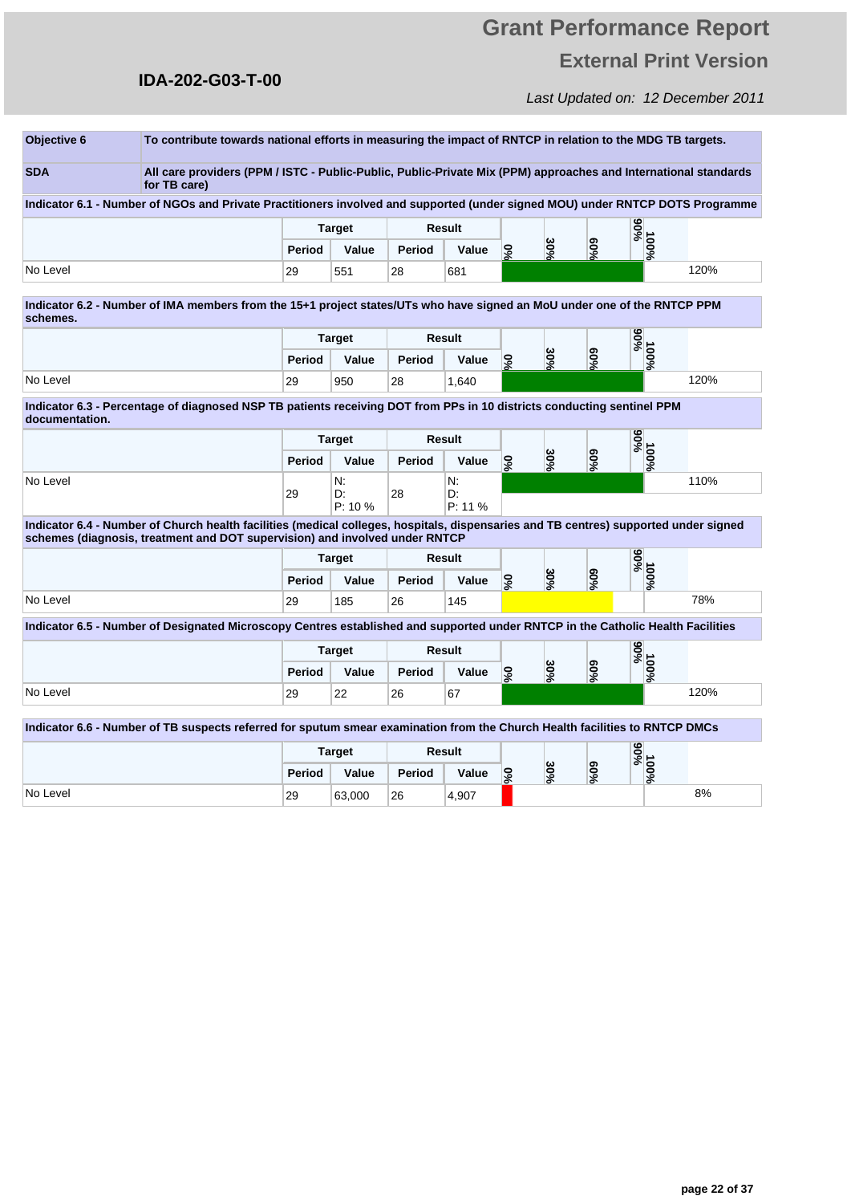| Objective 6 | To contribute towards national efforts in measuring the impact of RNTCP in relation to the MDG TB targets. |
|---|---|
| SDA | All care providers (PPM / ISTC - Public-Public, Public-Private Mix (PPM) approaches and International standards for TB care) |

**Indicator 6.1 - Number of NGOs and Private Practitioners involved and supported (under signed MOU) under RNTCP DOTS Programme**

| | Target | | Result | | |
|---|---|---|---|---|---|
| | Period | Value | Period | Value | |
| No Level | 29 | 551 | 28 | 681 | 120% |

**Indicator 6.2 - Number of IMA members from the 15+1 project states/UTs who have signed an MoU under one of the RNTCP PPM schemes.**

| | Target | | Result | | |
|---|---|---|---|---|---|
| | Period | Value | Period | Value | |
| No Level | 29 | 950 | 28 | 1,640 | 120% |

**Indicator 6.3 - Percentage of diagnosed NSP TB patients receiving DOT from PPs in 10 districts conducting sentinel PPM documentation.**

| | Target | | Result | | |
|---|---|---|---|---|---|
| | Period | Value | Period | Value | |
| No Level | 29 | N: D: P: 10 % | 28 | N: D: P: 11 % | 110% |

**Indicator 6.4 - Number of Church health facilities (medical colleges, hospitals, dispensaries and TB centres) supported under signed schemes (diagnosis, treatment and DOT supervision) and involved under RNTCP**

| | Target | | Result | | |
|---|---|---|---|---|---|
| | Period | Value | Period | Value | |
| No Level | 29 | 185 | 26 | 145 | 78% |

**Indicator 6.5 - Number of Designated Microscopy Centres established and supported under RNTCP in the Catholic Health Facilities**

| | Target | | Result | | |
|---|---|---|---|---|---|
| | Period | Value | Period | Value | |
| No Level | 29 | 22 | 26 | 67 | 120% |

**Indicator 6.6 - Number of TB suspects referred for sputum smear examination from the Church Health facilities to RNTCP DMCs**

| | Target | | Result | | |
|---|---|---|---|---|---|
| | Period | Value | Period | Value | |
| No Level | 29 | 63,000 | 26 | 4,907 | 8% |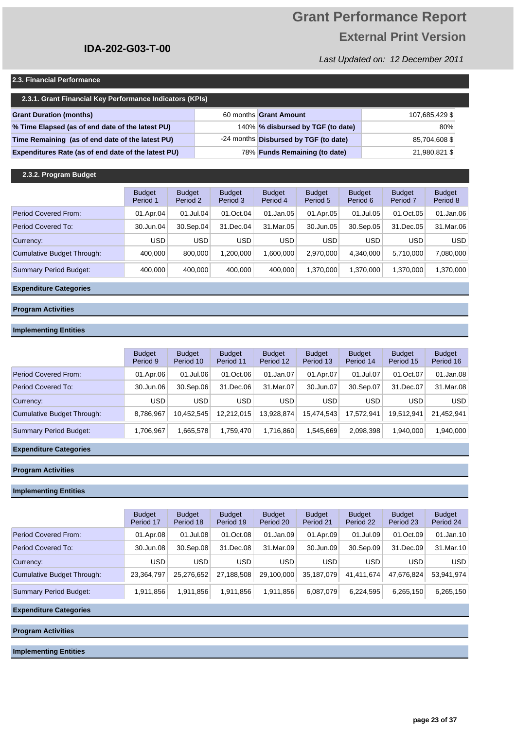# Grant Performance Report

## External Print Version

**IDA-202-G03-T-00**

*Last Updated on: 12 December 2011*

### 2.3. Financial Performance

#### 2.3.1. Grant Financial Key Performance Indicators (KPIs)

| | | | |
|---|---|---|---|
| **Grant Duration (months)** | 60 months | **Grant Amount** | 107,685,429 $ |
| **% Time Elapsed (as of end date of the latest PU)** | 140% | **% disbursed by TGF (to date)** | 80% |
| **Time Remaining (as of end date of the latest PU)** | -24 months | **Disbursed by TGF (to date)** | 85,704,608 $ |
| **Expenditures Rate (as of end date of the latest PU)** | 78% | **Funds Remaining (to date)** | 21,980,821 $ |

#### 2.3.2. Program Budget

| | Budget Period 1 | Budget Period 2 | Budget Period 3 | Budget Period 4 | Budget Period 5 | Budget Period 6 | Budget Period 7 | Budget Period 8 |
|---|---|---|---|---|---|---|---|---|
| Period Covered From: | 01.Apr.04 | 01.Jul.04 | 01.Oct.04 | 01.Jan.05 | 01.Apr.05 | 01.Jul.05 | 01.Oct.05 | 01.Jan.06 |
| Period Covered To: | 30.Jun.04 | 30.Sep.04 | 31.Dec.04 | 31.Mar.05 | 30.Jun.05 | 30.Sep.05 | 31.Dec.05 | 31.Mar.06 |
| Currency: | USD | USD | USD | USD | USD | USD | USD | USD |
| Cumulative Budget Through: | 400,000 | 800,000 | 1,200,000 | 1,600,000 | 2,970,000 | 4,340,000 | 5,710,000 | 7,080,000 |
| Summary Period Budget: | 400,000 | 400,000 | 400,000 | 400,000 | 1,370,000 | 1,370,000 | 1,370,000 | 1,370,000 |

**Expenditure Categories**

**Program Activities**

**Implementing Entities**

| | Budget Period 9 | Budget Period 10 | Budget Period 11 | Budget Period 12 | Budget Period 13 | Budget Period 14 | Budget Period 15 | Budget Period 16 |
|---|---|---|---|---|---|---|---|---|
| Period Covered From: | 01.Apr.06 | 01.Jul.06 | 01.Oct.06 | 01.Jan.07 | 01.Apr.07 | 01.Jul.07 | 01.Oct.07 | 01.Jan.08 |
| Period Covered To: | 30.Jun.06 | 30.Sep.06 | 31.Dec.06 | 31.Mar.07 | 30.Jun.07 | 30.Sep.07 | 31.Dec.07 | 31.Mar.08 |
| Currency: | USD | USD | USD | USD | USD | USD | USD | USD |
| Cumulative Budget Through: | 8,786,967 | 10,452,545 | 12,212,015 | 13,928,874 | 15,474,543 | 17,572,941 | 19,512,941 | 21,452,941 |
| Summary Period Budget: | 1,706,967 | 1,665,578 | 1,759,470 | 1,716,860 | 1,545,669 | 2,098,398 | 1,940,000 | 1,940,000 |

**Expenditure Categories**

**Program Activities**

**Implementing Entities**

| | Budget Period 17 | Budget Period 18 | Budget Period 19 | Budget Period 20 | Budget Period 21 | Budget Period 22 | Budget Period 23 | Budget Period 24 |
|---|---|---|---|---|---|---|---|---|
| Period Covered From: | 01.Apr.08 | 01.Jul.08 | 01.Oct.08 | 01.Jan.09 | 01.Apr.09 | 01.Jul.09 | 01.Oct.09 | 01.Jan.10 |
| Period Covered To: | 30.Jun.08 | 30.Sep.08 | 31.Dec.08 | 31.Mar.09 | 30.Jun.09 | 30.Sep.09 | 31.Dec.09 | 31.Mar.10 |
| Currency: | USD | USD | USD | USD | USD | USD | USD | USD |
| Cumulative Budget Through: | 23,364,797 | 25,276,652 | 27,188,508 | 29,100,000 | 35,187,079 | 41,411,674 | 47,676,824 | 53,941,974 |
| Summary Period Budget: | 1,911,856 | 1,911,856 | 1,911,856 | 1,911,856 | 6,087,079 | 6,224,595 | 6,265,150 | 6,265,150 |

**Expenditure Categories**

**Program Activities**

**Implementing Entities**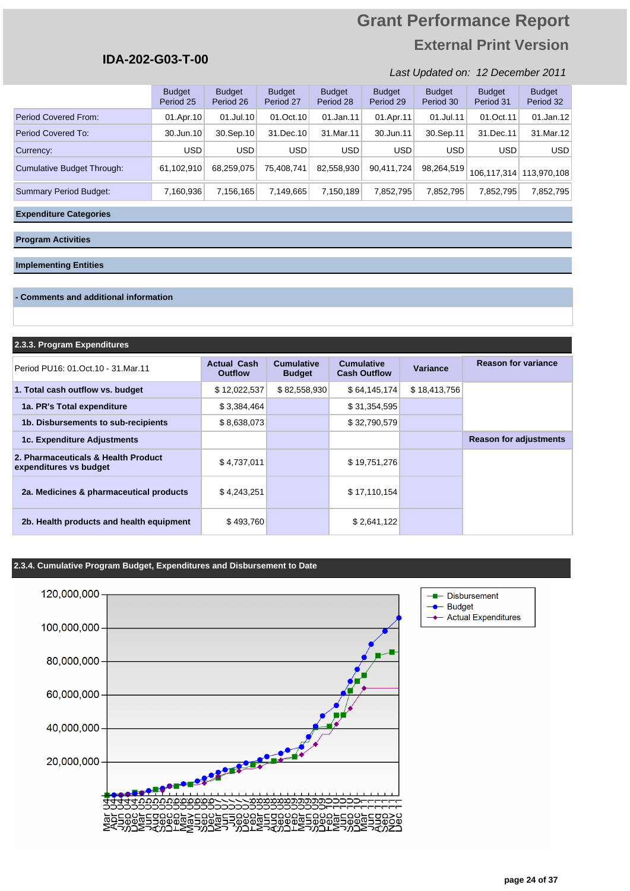# Grant Performance Report

## External Print Version

**IDA-202-G03-T-00**

*Last Updated on: 12 December 2011*

| | Budget Period 25 | Budget Period 26 | Budget Period 27 | Budget Period 28 | Budget Period 29 | Budget Period 30 | Budget Period 31 | Budget Period 32 |
|---|---|---|---|---|---|---|---|---|
| Period Covered From: | 01.Apr.10 | 01.Jul.10 | 01.Oct.10 | 01.Jan.11 | 01.Apr.11 | 01.Jul.11 | 01.Oct.11 | 01.Jan.12 |
| Period Covered To: | 30.Jun.10 | 30.Sep.10 | 31.Dec.10 | 31.Mar.11 | 30.Jun.11 | 30.Sep.11 | 31.Dec.11 | 31.Mar.12 |
| Currency: | USD | USD | USD | USD | USD | USD | USD | USD |
| Cumulative Budget Through: | 61,102,910 | 68,259,075 | 75,408,741 | 82,558,930 | 90,411,724 | 98,264,519 | 106,117,314 | 113,970,108 |
| Summary Period Budget: | 7,160,936 | 7,156,165 | 7,149,665 | 7,150,189 | 7,852,795 | 7,852,795 | 7,852,795 | 7,852,795 |

**Expenditure Categories**

**Program Activities**

**Implementing Entities**

**- Comments and additional information**

### 2.3.3. Program Expenditures

| Period PU16: 01.Oct.10 - 31.Mar.11 | Actual Cash Outflow | Cumulative Budget | Cumulative Cash Outflow | Variance | Reason for variance |
|---|---|---|---|---|---|
| **1. Total cash outflow vs. budget** | $ 12,022,537 | $ 82,558,930 | $ 64,145,174 | $ 18,413,756 | |
| **1a. PR's Total expenditure** | $ 3,384,464 | | $ 31,354,595 | | |
| **1b. Disbursements to sub-recipients** | $ 8,638,073 | | $ 32,790,579 | | |
| **1c. Expenditure Adjustments** | | | | | **Reason for adjustments** |
| **2. Pharmaceuticals & Health Product expenditures vs budget** | $ 4,737,011 | | $ 19,751,276 | | |
| **2a. Medicines & pharmaceutical products** | $ 4,243,251 | | $ 17,110,154 | | |
| **2b. Health products and health equipment** | $ 493,760 | | $ 2,641,122 | | |

### 2.3.4. Cumulative Program Budget, Expenditures and Disbursement to Date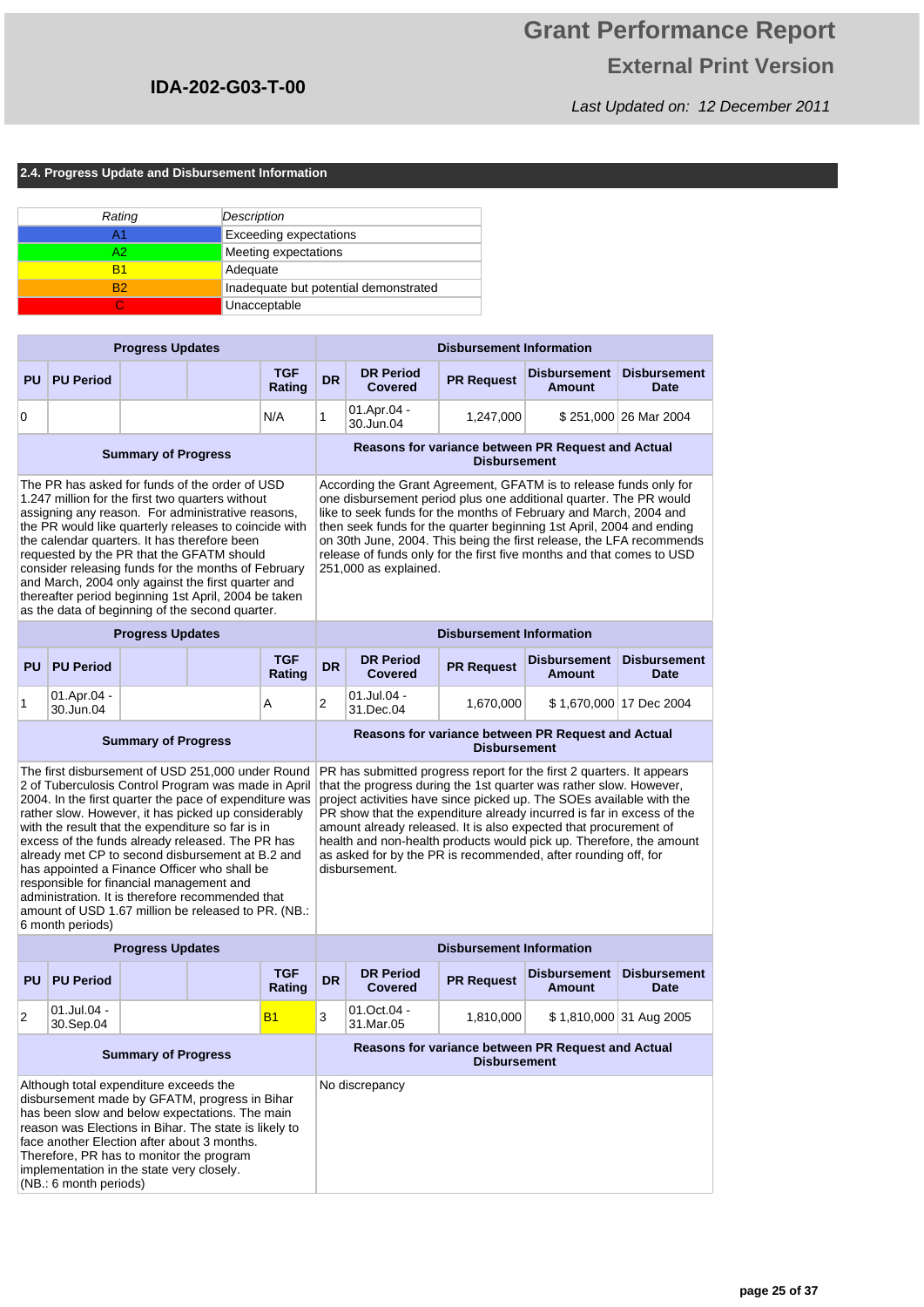# Grant Performance Report

## External Print Version

**IDA-202-G03-T-00**

*Last Updated on: 12 December 2011*

### 2.4. Progress Update and Disbursement Information

| *Rating* | *Description* |
|---|---|
| A1 | Exceeding expectations |
| A2 | Meeting expectations |
| B1 | Adequate |
| B2 | Inadequate but potential demonstrated |
| C | Unacceptable |

| Progress Updates | | | | | Disbursement Information | | | | |
|---|---|---|---|---|---|---|---|---|---|
| **PU** | **PU Period** | | | **TGF Rating** | **DR** | **DR Period Covered** | **PR Request** | **Disbursement Amount** | **Disbursement Date** |
| 0 | | | | N/A | 1 | 01.Apr.04 - 30.Jun.04 | 1,247,000 | $ 251,000 | 26 Mar 2004 |

| Summary of Progress | Reasons for variance between PR Request and Actual Disbursement |
|---|---|
| The PR has asked for funds of the order of USD 1.247 million for the first two quarters without assigning any reason. For administrative reasons, the PR would like quarterly releases to coincide with the calendar quarters. It has therefore been requested by the PR that the GFATM should consider releasing funds for the months of February and March, 2004 only against the first quarter and thereafter period beginning 1st April, 2004 be taken as the data of beginning of the second quarter. | According the Grant Agreement, GFATM is to release funds only for one disbursement period plus one additional quarter. The PR would like to seek funds for the months of February and March, 2004 and then seek funds for the quarter beginning 1st April, 2004 and ending on 30th June, 2004. This being the first release, the LFA recommends release of funds only for the first five months and that comes to USD 251,000 as explained. |

| Progress Updates | | | | | Disbursement Information | | | | |
|---|---|---|---|---|---|---|---|---|---|
| **PU** | **PU Period** | | | **TGF Rating** | **DR** | **DR Period Covered** | **PR Request** | **Disbursement Amount** | **Disbursement Date** |
| 1 | 01.Apr.04 - 30.Jun.04 | | | A | 2 | 01.Jul.04 - 31.Dec.04 | 1,670,000 | $ 1,670,000 | 17 Dec 2004 |

| Summary of Progress | Reasons for variance between PR Request and Actual Disbursement |
|---|---|
| The first disbursement of USD 251,000 under Round 2 of Tuberculosis Control Program was made in April 2004. In the first quarter the pace of expenditure was rather slow. However, it has picked up considerably with the result that the expenditure so far is in excess of the funds already released. The PR has already met CP to second disbursement at B.2 and has appointed a Finance Officer who shall be responsible for financial management and administration. It is therefore recommended that amount of USD 1.67 million be released to PR. (NB.: 6 month periods) | PR has submitted progress report for the first 2 quarters. It appears that the progress during the 1st quarter was rather slow. However, project activities have since picked up. The SOEs available with the PR show that the expenditure already incurred is far in excess of the amount already released. It is also expected that procurement of health and non-health products would pick up. Therefore, the amount as asked for by the PR is recommended, after rounding off, for disbursement. |

| Progress Updates | | | | | Disbursement Information | | | | |
|---|---|---|---|---|---|---|---|---|---|
| **PU** | **PU Period** | | | **TGF Rating** | **DR** | **DR Period Covered** | **PR Request** | **Disbursement Amount** | **Disbursement Date** |
| 2 | 01.Jul.04 - 30.Sep.04 | | | B1 | 3 | 01.Oct.04 - 31.Mar.05 | 1,810,000 | $ 1,810,000 | 31 Aug 2005 |

| Summary of Progress | Reasons for variance between PR Request and Actual Disbursement |
|---|---|
| Although total expenditure exceeds the disbursement made by GFATM, progress in Bihar has been slow and below expectations. The main reason was Elections in Bihar. The state is likely to face another Election after about 3 months. Therefore, PR has to monitor the program implementation in the state very closely. (NB.: 6 month periods) | No discrepancy |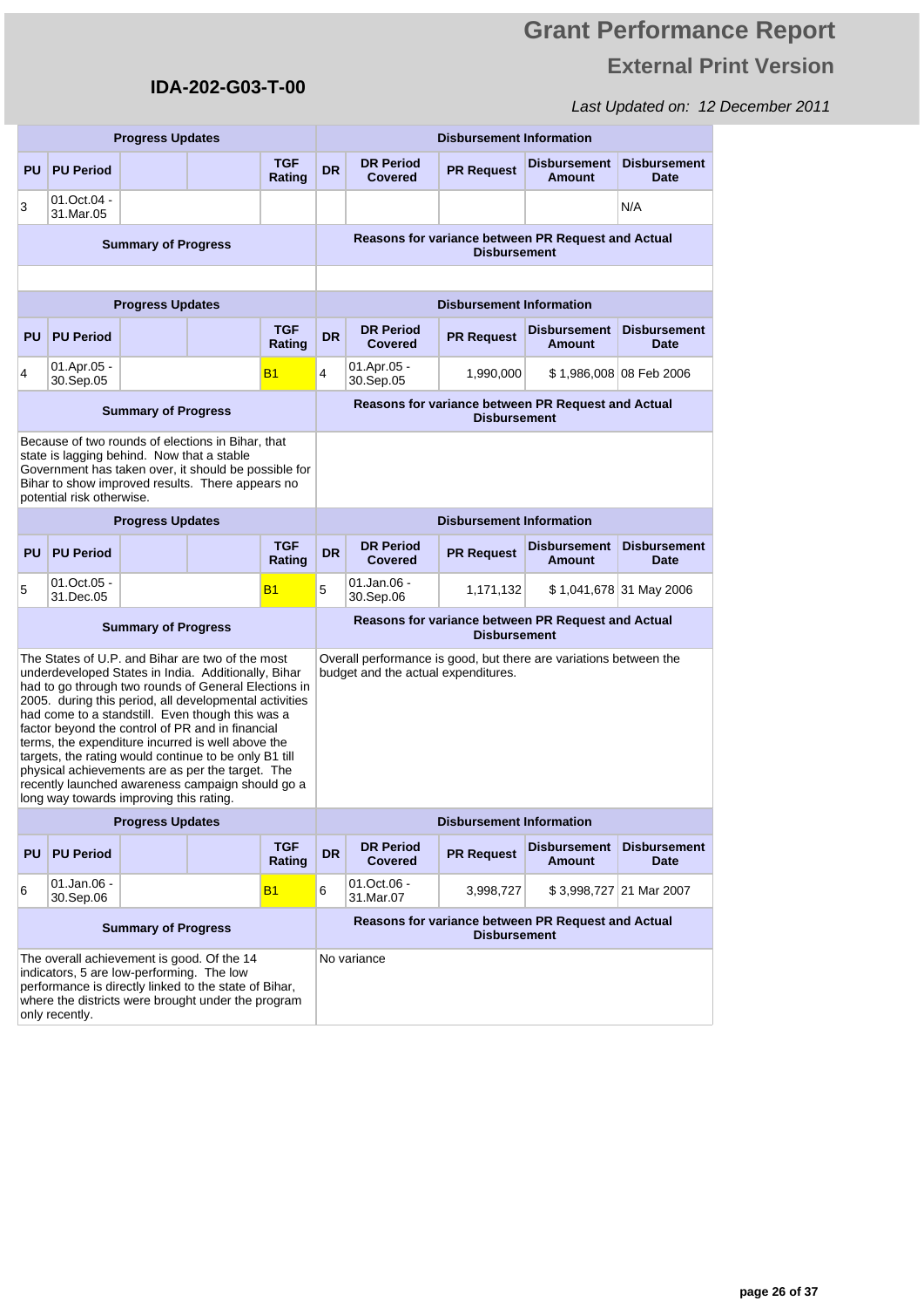| Progress Updates | | | | | Disbursement Information | | | | |
|---|---|---|---|---|---|---|---|---|---|
| PU | PU Period | | | TGF Rating | DR | DR Period Covered | PR Request | Disbursement Amount | Disbursement Date |
| 3 | 01.Oct.04 - 31.Mar.05 | | | | | | | | N/A |

| Summary of Progress | Reasons for variance between PR Request and Actual Disbursement |
|---|---|
| | |

| Progress Updates | | | | | Disbursement Information | | | | |
|---|---|---|---|---|---|---|---|---|---|
| PU | PU Period | | | TGF Rating | DR | DR Period Covered | PR Request | Disbursement Amount | Disbursement Date |
| 4 | 01.Apr.05 - 30.Sep.05 | | | B1 | 4 | 01.Apr.05 - 30.Sep.05 | 1,990,000 | $ 1,986,008 | 08 Feb 2006 |

| Summary of Progress | Reasons for variance between PR Request and Actual Disbursement |
|---|---|
| Because of two rounds of elections in Bihar, that state is lagging behind. Now that a stable Government has taken over, it should be possible for Bihar to show improved results. There appears no potential risk otherwise. | |

| Progress Updates | | | | | Disbursement Information | | | | |
|---|---|---|---|---|---|---|---|---|---|
| PU | PU Period | | | TGF Rating | DR | DR Period Covered | PR Request | Disbursement Amount | Disbursement Date |
| 5 | 01.Oct.05 - 31.Dec.05 | | | B1 | 5 | 01.Jan.06 - 30.Sep.06 | 1,171,132 | $ 1,041,678 | 31 May 2006 |

| Summary of Progress | Reasons for variance between PR Request and Actual Disbursement |
|---|---|
| The States of U.P. and Bihar are two of the most underdeveloped States in India. Additionally, Bihar had to go through two rounds of General Elections in 2005. during this period, all developmental activities had come to a standstill. Even though this was a factor beyond the control of PR and in financial terms, the expenditure incurred is well above the targets, the rating would continue to be only B1 till physical achievements are as per the target. The recently launched awareness campaign should go a long way towards improving this rating. | Overall performance is good, but there are variations between the budget and the actual expenditures. |

| Progress Updates | | | | | Disbursement Information | | | | |
|---|---|---|---|---|---|---|---|---|---|
| PU | PU Period | | | TGF Rating | DR | DR Period Covered | PR Request | Disbursement Amount | Disbursement Date |
| 6 | 01.Jan.06 - 30.Sep.06 | | | B1 | 6 | 01.Oct.06 - 31.Mar.07 | 3,998,727 | $ 3,998,727 | 21 Mar 2007 |

| Summary of Progress | Reasons for variance between PR Request and Actual Disbursement |
|---|---|
| The overall achievement is good. Of the 14 indicators, 5 are low-performing. The low performance is directly linked to the state of Bihar, where the districts were brought under the program only recently. | No variance |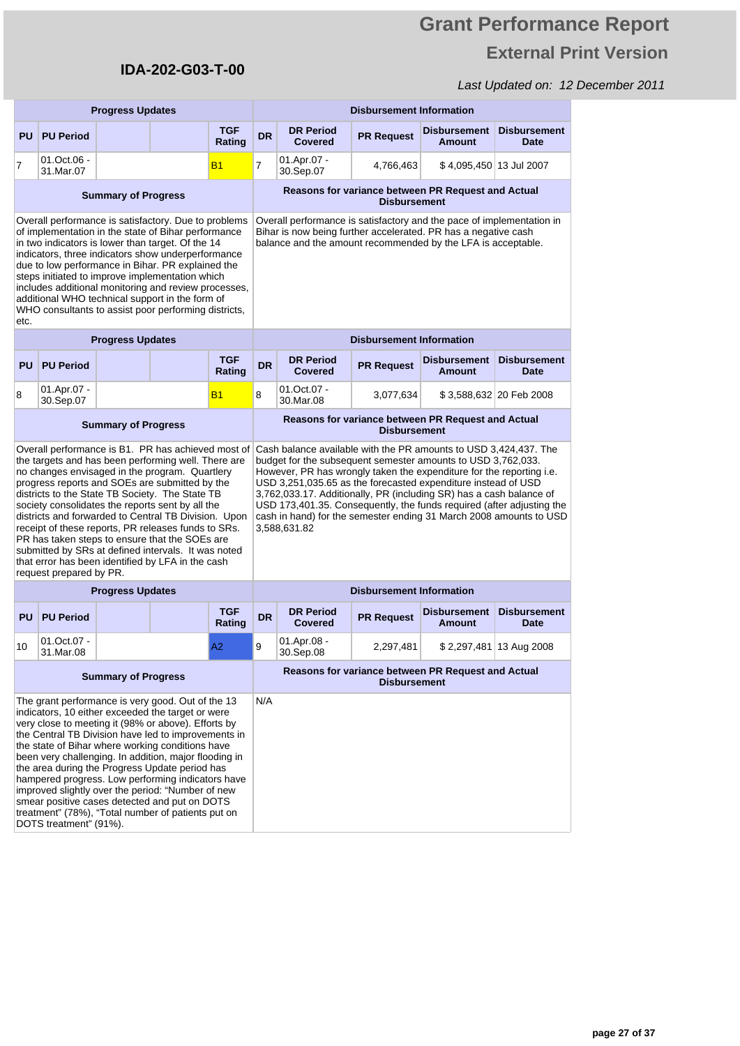# Grant Performance Report

## External Print Version

**IDA-202-G03-T-00**

*Last Updated on: 12 December 2011*

| Progress Updates | | | | | Disbursement Information | | | | |
|---|---|---|---|---|---|---|---|---|---|
| PU | PU Period | | | TGF Rating | DR | DR Period Covered | PR Request | Disbursement Amount | Disbursement Date |
| 7 | 01.Oct.06 - 31.Mar.07 | | | B1 | 7 | 01.Apr.07 - 30.Sep.07 | 4,766,463 | $ 4,095,450 | 13 Jul 2007 |

| Summary of Progress | Reasons for variance between PR Request and Actual Disbursement |
|---|---|
| Overall performance is satisfactory. Due to problems of implementation in the state of Bihar performance in two indicators is lower than target. Of the 14 indicators, three indicators show underperformance due to low performance in Bihar. PR explained the steps initiated to improve implementation which includes additional monitoring and review processes, additional WHO technical support in the form of WHO consultants to assist poor performing districts, etc. | Overall performance is satisfactory and the pace of implementation in Bihar is now being further accelerated. PR has a negative cash balance and the amount recommended by the LFA is acceptable. |

| Progress Updates | | | | | Disbursement Information | | | | |
|---|---|---|---|---|---|---|---|---|---|
| PU | PU Period | | | TGF Rating | DR | DR Period Covered | PR Request | Disbursement Amount | Disbursement Date |
| 8 | 01.Apr.07 - 30.Sep.07 | | | B1 | 8 | 01.Oct.07 - 30.Mar.08 | 3,077,634 | $ 3,588,632 | 20 Feb 2008 |

| Summary of Progress | Reasons for variance between PR Request and Actual Disbursement |
|---|---|
| Overall performance is B1. PR has achieved most of the targets and has been performing well. There are no changes envisaged in the program. Quartlery progress reports and SOEs are submitted by the districts to the State TB Society. The State TB society consolidates the reports sent by all the districts and forwarded to Central TB Division. Upon receipt of these reports, PR releases funds to SRs. PR has taken steps to ensure that the SOEs are submitted by SRs at defined intervals. It was noted that error has been identified by LFA in the cash request prepared by PR. | Cash balance available with the PR amounts to USD 3,424,437. The budget for the subsequent semester amounts to USD 3,762,033. However, PR has wrongly taken the expenditure for the reporting i.e. USD 3,251,035.65 as the forecasted expenditure instead of USD 3,762,033.17. Additionally, PR (including SR) has a cash balance of USD 173,401.35. Consequently, the funds required (after adjusting the cash in hand) for the semester ending 31 March 2008 amounts to USD 3,588,631.82 |

| Progress Updates | | | | | Disbursement Information | | | | |
|---|---|---|---|---|---|---|---|---|---|
| PU | PU Period | | | TGF Rating | DR | DR Period Covered | PR Request | Disbursement Amount | Disbursement Date |
| 10 | 01.Oct.07 - 31.Mar.08 | | | A2 | 9 | 01.Apr.08 - 30.Sep.08 | 2,297,481 | $ 2,297,481 | 13 Aug 2008 |

| Summary of Progress | Reasons for variance between PR Request and Actual Disbursement |
|---|---|
| The grant performance is very good. Out of the 13 indicators, 10 either exceeded the target or were very close to meeting it (98% or above). Efforts by the Central TB Division have led to improvements in the state of Bihar where working conditions have been very challenging. In addition, major flooding in the area during the Progress Update period has hampered progress. Low performing indicators have improved slightly over the period: "Number of new smear positive cases detected and put on DOTS treatment" (78%), "Total number of patients put on DOTS treatment" (91%). | N/A |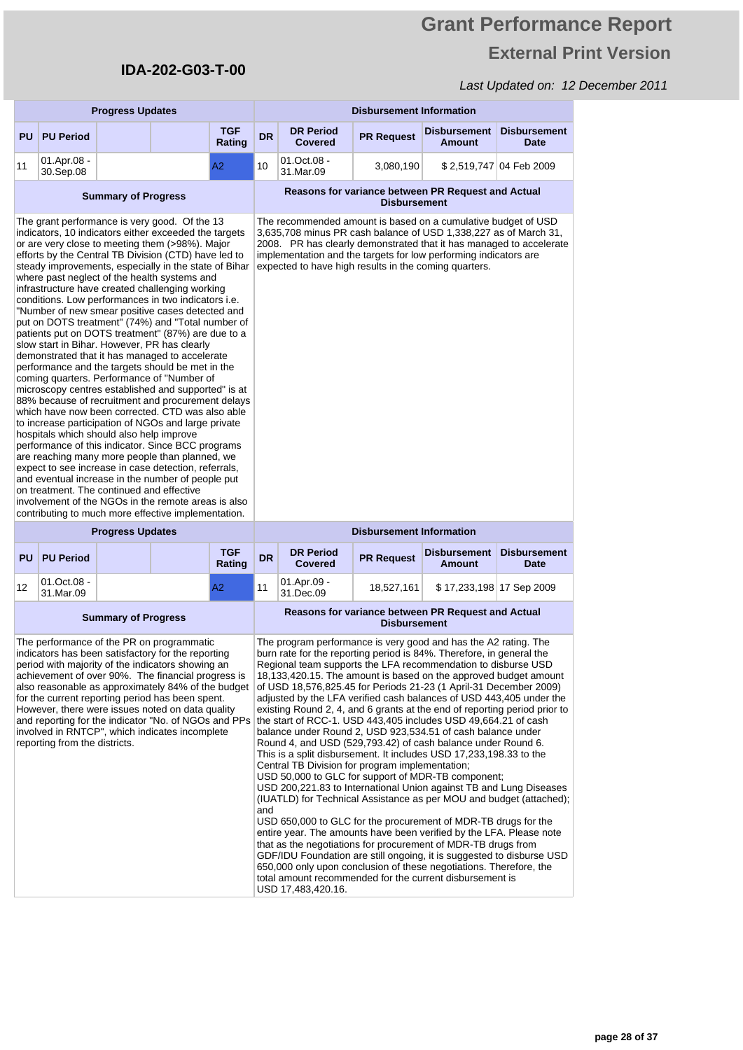# Grant Performance Report

## External Print Version

**IDA-202-G03-T-00**

*Last Updated on: 12 December 2011*

| Progress Updates | | | | | Disbursement Information | | | | |
|---|---|---|---|---|---|---|---|---|---|
| **PU** | **PU Period** | | | **TGF Rating** | **DR** | **DR Period Covered** | **PR Request** | **Disbursement Amount** | **Disbursement Date** |
| 11 | 01.Apr.08 - 30.Sep.08 | | | A2 | 10 | 01.Oct.08 - 31.Mar.09 | 3,080,190 | $ 2,519,747 | 04 Feb 2009 |

**Summary of Progress**

The grant performance is very good. Of the 13 indicators, 10 indicators either exceeded the targets or are very close to meeting them (>98%). Major efforts by the Central TB Division (CTD) have led to steady improvements, especially in the state of Bihar where past neglect of the health systems and infrastructure have created challenging working conditions. Low performances in two indicators i.e. "Number of new smear positive cases detected and put on DOTS treatment" (74%) and "Total number of patients put on DOTS treatment" (87%) are due to a slow start in Bihar. However, PR has clearly demonstrated that it has managed to accelerate performance and the targets should be met in the coming quarters. Performance of "Number of microscopy centres established and supported" is at 88% because of recruitment and procurement delays which have now been corrected. CTD was also able to increase participation of NGOs and large private hospitals which should also help improve performance of this indicator. Since BCC programs are reaching many more people than planned, we expect to see increase in case detection, referrals, and eventual increase in the number of people put on treatment. The continued and effective involvement of the NGOs in the remote areas is also contributing to much more effective implementation.

**Reasons for variance between PR Request and Actual Disbursement**

The recommended amount is based on a cumulative budget of USD 3,635,708 minus PR cash balance of USD 1,338,227 as of March 31, 2008. PR has clearly demonstrated that it has managed to accelerate implementation and the targets for low performing indicators are expected to have high results in the coming quarters.

| Progress Updates | | | | | Disbursement Information | | | | |
|---|---|---|---|---|---|---|---|---|---|
| **PU** | **PU Period** | | | **TGF Rating** | **DR** | **DR Period Covered** | **PR Request** | **Disbursement Amount** | **Disbursement Date** |
| 12 | 01.Oct.08 - 31.Mar.09 | | | A2 | 11 | 01.Apr.09 - 31.Dec.09 | 18,527,161 | $ 17,233,198 | 17 Sep 2009 |

**Summary of Progress**

The performance of the PR on programmatic indicators has been satisfactory for the reporting period with majority of the indicators showing an achievement of over 90%. The financial progress is also reasonable as approximately 84% of the budget for the current reporting period has been spent. However, there were issues noted on data quality and reporting for the indicator "No. of NGOs and PPs involved in RNTCP", which indicates incomplete reporting from the districts.

**Reasons for variance between PR Request and Actual Disbursement**

The program performance is very good and has the A2 rating. The burn rate for the reporting period is 84%. Therefore, in general the Regional team supports the LFA recommendation to disburse USD 18,133,420.15. The amount is based on the approved budget amount of USD 18,576,825.45 for Periods 21-23 (1 April-31 December 2009) adjusted by the LFA verified cash balances of USD 443,405 under the existing Round 2, 4, and 6 grants at the end of reporting period prior to the start of RCC-1. USD 443,405 includes USD 49,664.21 of cash balance under Round 2, USD 923,534.51 of cash balance under Round 4, and USD (529,793.42) of cash balance under Round 6. This is a split disbursement. It includes USD 17,233,198.33 to the Central TB Division for program implementation;
USD 50,000 to GLC for support of MDR-TB component;
USD 200,221.83 to International Union against TB and Lung Diseases (IUATLD) for Technical Assistance as per MOU and budget (attached); and
USD 650,000 to GLC for the procurement of MDR-TB drugs for the entire year. The amounts have been verified by the LFA. Please note that as the negotiations for procurement of MDR-TB drugs from GDF/IDU Foundation are still ongoing, it is suggested to disburse USD 650,000 only upon conclusion of these negotiations. Therefore, the total amount recommended for the current disbursement is USD 17,483,420.16.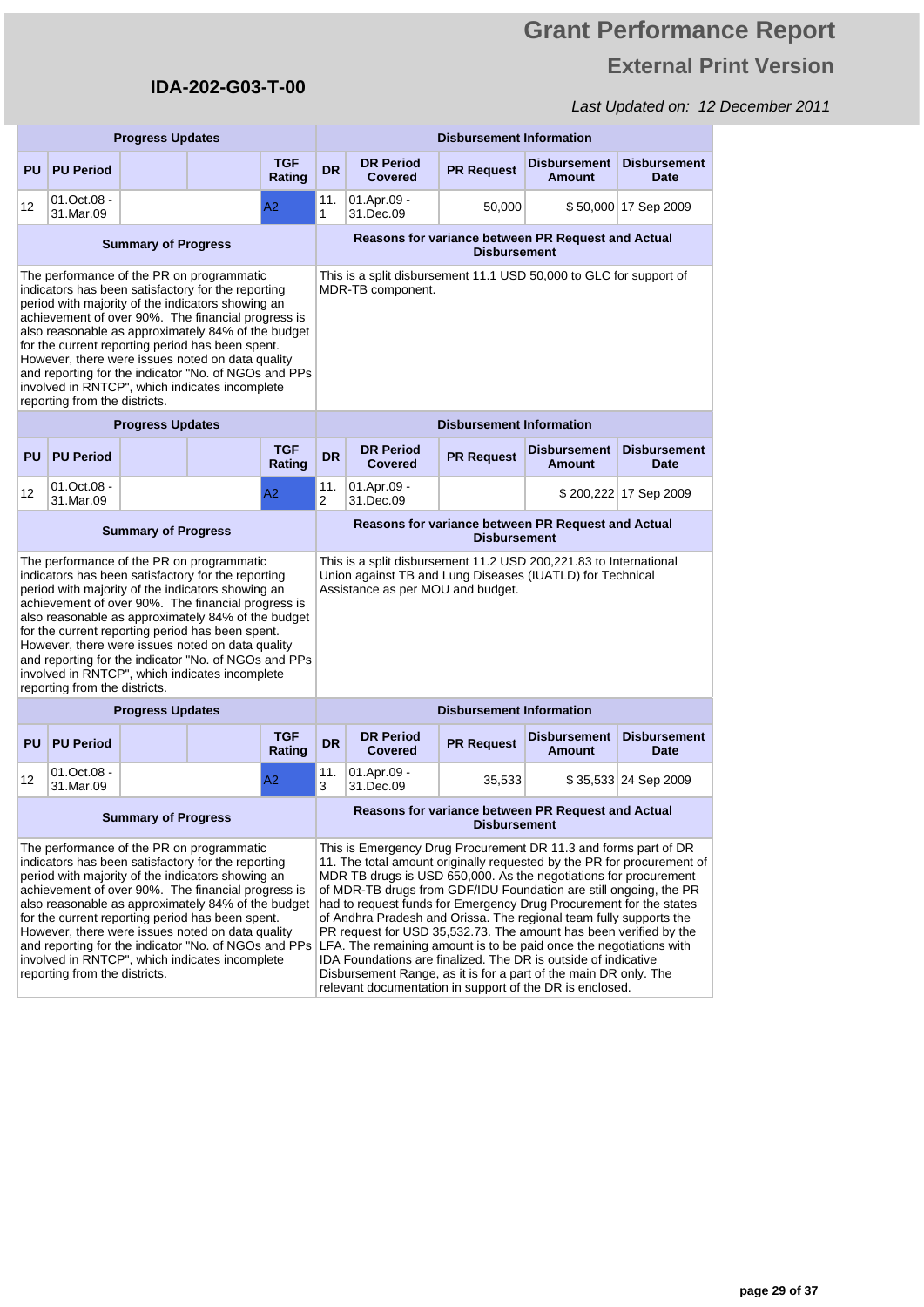# Grant Performance Report

## External Print Version

**IDA-202-G03-T-00**

*Last Updated on: 12 December 2011*

| Progress Updates | | | | | Disbursement Information | | | | |
|---|---|---|---|---|---|---|---|---|---|
| **PU** | **PU Period** | | | **TGF Rating** | **DR** | **DR Period Covered** | **PR Request** | **Disbursement Amount** | **Disbursement Date** |
| 12 | 01.Oct.08 - 31.Mar.09 | | | A2 | 11.1 | 01.Apr.09 - 31.Dec.09 | 50,000 | $ 50,000 | 17 Sep 2009 |

| Summary of Progress | Reasons for variance between PR Request and Actual Disbursement |
|---|---|
| The performance of the PR on programmatic indicators has been satisfactory for the reporting period with majority of the indicators showing an achievement of over 90%. The financial progress is also reasonable as approximately 84% of the budget for the current reporting period has been spent. However, there were issues noted on data quality and reporting for the indicator "No. of NGOs and PPs involved in RNTCP", which indicates incomplete reporting from the districts. | This is a split disbursement 11.1 USD 50,000 to GLC for support of MDR-TB component. |

| Progress Updates | | | | | Disbursement Information | | | | |
|---|---|---|---|---|---|---|---|---|---|
| **PU** | **PU Period** | | | **TGF Rating** | **DR** | **DR Period Covered** | **PR Request** | **Disbursement Amount** | **Disbursement Date** |
| 12 | 01.Oct.08 - 31.Mar.09 | | | A2 | 11.2 | 01.Apr.09 - 31.Dec.09 | | $ 200,222 | 17 Sep 2009 |

| Summary of Progress | Reasons for variance between PR Request and Actual Disbursement |
|---|---|
| The performance of the PR on programmatic indicators has been satisfactory for the reporting period with majority of the indicators showing an achievement of over 90%. The financial progress is also reasonable as approximately 84% of the budget for the current reporting period has been spent. However, there were issues noted on data quality and reporting for the indicator "No. of NGOs and PPs involved in RNTCP", which indicates incomplete reporting from the districts. | This is a split disbursement 11.2 USD 200,221.83 to International Union against TB and Lung Diseases (IUATLD) for Technical Assistance as per MOU and budget. |

| Progress Updates | | | | | Disbursement Information | | | | |
|---|---|---|---|---|---|---|---|---|---|
| **PU** | **PU Period** | | | **TGF Rating** | **DR** | **DR Period Covered** | **PR Request** | **Disbursement Amount** | **Disbursement Date** |
| 12 | 01.Oct.08 - 31.Mar.09 | | | A2 | 11.3 | 01.Apr.09 - 31.Dec.09 | 35,533 | $ 35,533 | 24 Sep 2009 |

| Summary of Progress | Reasons for variance between PR Request and Actual Disbursement |
|---|---|
| The performance of the PR on programmatic indicators has been satisfactory for the reporting period with majority of the indicators showing an achievement of over 90%. The financial progress is also reasonable as approximately 84% of the budget for the current reporting period has been spent. However, there were issues noted on data quality and reporting for the indicator "No. of NGOs and PPs involved in RNTCP", which indicates incomplete reporting from the districts. | This is Emergency Drug Procurement DR 11.3 and forms part of DR 11. The total amount originally requested by the PR for procurement of MDR TB drugs is USD 650,000. As the negotiations for procurement of MDR-TB drugs from GDF/IDU Foundation are still ongoing, the PR had to request funds for Emergency Drug Procurement for the states of Andhra Pradesh and Orissa. The regional team fully supports the LFA. The remaining amount is to be paid once the negotiations with IDA Foundations are finalized. The DR is outside of indicative Disbursement Range, as it is for a part of the main DR only. The PR request for USD 35,532.73. The amount has been verified by the relevant documentation in support of the DR is enclosed. |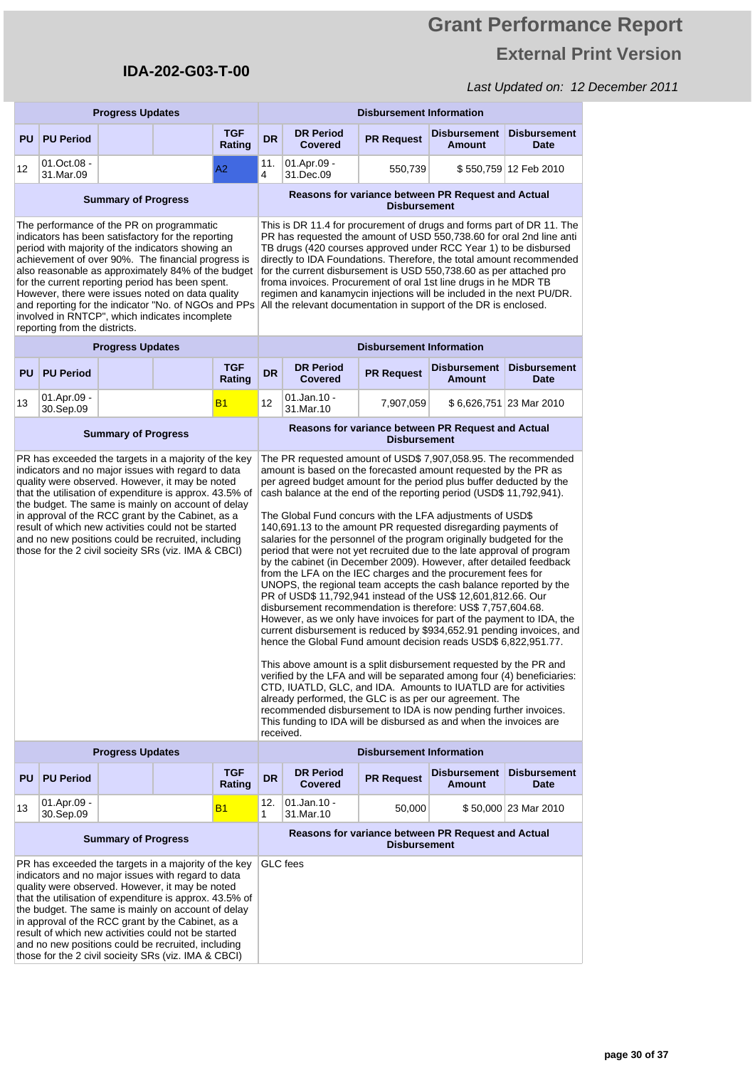# Grant Performance Report

## External Print Version

**IDA-202-G03-T-00**

*Last Updated on: 12 December 2011*

| Progress Updates | | | | | Disbursement Information | | | | |
|---|---|---|---|---|---|---|---|---|---|
| **PU** | **PU Period** | | | **TGF Rating** | **DR** | **DR Period Covered** | **PR Request** | **Disbursement Amount** | **Disbursement Date** |
| 12 | 01.Oct.08 - 31.Mar.09 | | | A2 | 11.4 | 01.Apr.09 - 31.Dec.09 | 550,739 | $ 550,759 | 12 Feb 2010 |

**Summary of Progress**

The performance of the PR on programmatic indicators has been satisfactory for the reporting period with majority of the indicators showing an achievement of over 90%. The financial progress is also reasonable as approximately 84% of the budget for the current reporting period has been spent. However, there were issues noted on data quality and reporting for the indicator "No. of NGOs and PPs involved in RNTCP", which indicates incomplete reporting from the districts.

**Reasons for variance between PR Request and Actual Disbursement**

This is DR 11.4 for procurement of drugs and forms part of DR 11. The PR has requested the amount of USD 550,738.60 for oral 2nd line anti TB drugs (420 courses approved under RCC Year 1) to be disbursed directly to IDA Foundations. Therefore, the total amount recommended for the current disbursement is USD 550,738.60 as per attached pro froma invoices. Procurement of oral 1st line drugs in he MDR TB regimen and kanamycin injections will be included in the next PU/DR. All the relevant documentation in support of the DR is enclosed.

| Progress Updates | | | | | Disbursement Information | | | | |
|---|---|---|---|---|---|---|---|---|---|
| **PU** | **PU Period** | | | **TGF Rating** | **DR** | **DR Period Covered** | **PR Request** | **Disbursement Amount** | **Disbursement Date** |
| 13 | 01.Apr.09 - 30.Sep.09 | | | B1 | 12 | 01.Jan.10 - 31.Mar.10 | 7,907,059 | $ 6,626,751 | 23 Mar 2010 |

**Summary of Progress**

PR has exceeded the targets in a majority of the key indicators and no major issues with regard to data quality were observed. However, it may be noted that the utilisation of expenditure is approx. 43.5% of the budget. The same is mainly on account of delay in approval of the RCC grant by the Cabinet, as a result of which new activities could not be started and no new positions could be recruited, including those for the 2 civil socieity SRs (viz. IMA & CBCI)

**Reasons for variance between PR Request and Actual Disbursement**

The PR requested amount of USD$ 7,907,058.95. The recommended amount is based on the forecasted amount requested by the PR as per agreed budget amount for the period plus buffer deducted by the cash balance at the end of the reporting period (USD$ 11,792,941).

The Global Fund concurs with the LFA adjustments of USD$ 140,691.13 to the amount PR requested disregarding payments of salaries for the personnel of the program originally budgeted for the period that were not yet recruited due to the late approval of program by the cabinet (in December 2009). However, after detailed feedback from the LFA on the IEC charges and the procurement fees for UNOPS, the regional team accepts the cash balance reported by the PR of USD$ 11,792,941 instead of the US$ 12,601,812.66. Our disbursement recommendation is therefore: US$ 7,757,604.68. However, as we only have invoices for part of the payment to IDA, the current disbursement is reduced by $934,652.91 pending invoices, and hence the Global Fund amount decision reads USD$ 6,822,951.77.

This above amount is a split disbursement requested by the PR and verified by the LFA and will be separated among four (4) beneficiaries: CTD, IUATLD, GLC, and IDA. Amounts to IUATLD are for activities already performed, the GLC is as per our agreement. The recommended disbursement to IDA is now pending further invoices. This funding to IDA will be disbursed as and when the invoices are received.

| Progress Updates | | | | | Disbursement Information | | | | |
|---|---|---|---|---|---|---|---|---|---|
| **PU** | **PU Period** | | | **TGF Rating** | **DR** | **DR Period Covered** | **PR Request** | **Disbursement Amount** | **Disbursement Date** |
| 13 | 01.Apr.09 - 30.Sep.09 | | | B1 | 12.1 | 01.Jan.10 - 31.Mar.10 | 50,000 | $ 50,000 | 23 Mar 2010 |

**Summary of Progress**

PR has exceeded the targets in a majority of the key indicators and no major issues with regard to data quality were observed. However, it may be noted that the utilisation of expenditure is approx. 43.5% of the budget. The same is mainly on account of delay in approval of the RCC grant by the Cabinet, as a result of which new activities could not be started and no new positions could be recruited, including those for the 2 civil socieity SRs (viz. IMA & CBCI)

**Reasons for variance between PR Request and Actual Disbursement**

GLC fees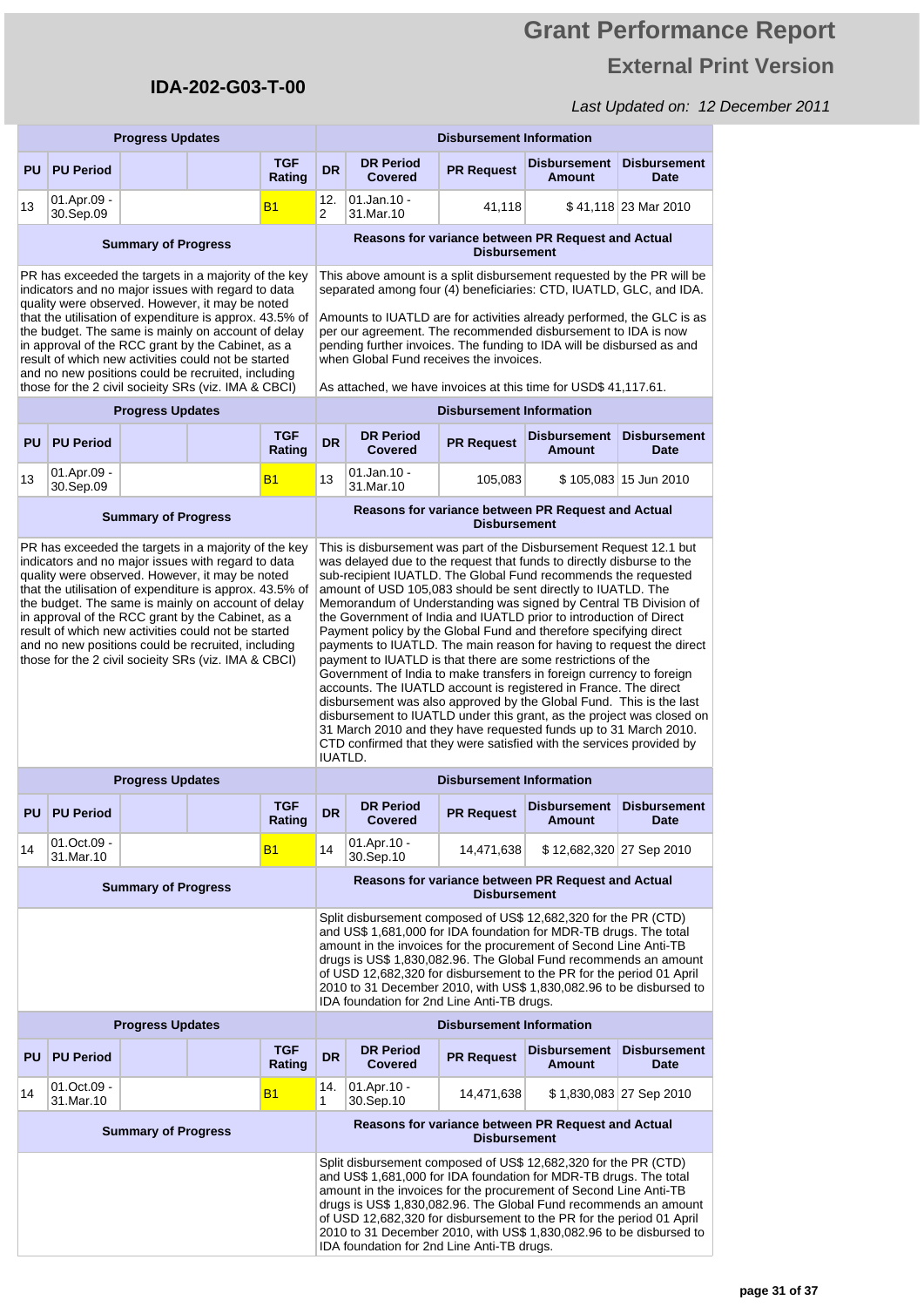# Grant Performance Report

## External Print Version

**IDA-202-G03-T-00**

*Last Updated on: 12 December 2011*

| Progress Updates | | | | | Disbursement Information | | | | |
|---|---|---|---|---|---|---|---|---|---|
| PU | PU Period | | | TGF Rating | DR | DR Period Covered | PR Request | Disbursement Amount | Disbursement Date |
| 13 | 01.Apr.09 - 30.Sep.09 | | | B1 | 12.2 | 01.Jan.10 - 31.Mar.10 | 41,118 | $ 41,118 | 23 Mar 2010 |

| Summary of Progress | Reasons for variance between PR Request and Actual Disbursement |
|---|---|
| PR has exceeded the targets in a majority of the key indicators and no major issues with regard to data quality were observed. However, it may be noted that the utilisation of expenditure is approx. 43.5% of the budget. The same is mainly on account of delay in approval of the RCC grant by the Cabinet, as a result of which new activities could not be started and no new positions could be recruited, including those for the 2 civil socieity SRs (viz. IMA & CBCI) | This above amount is a split disbursement requested by the PR will be separated among four (4) beneficiaries: CTD, IUATLD, GLC, and IDA.<br><br>Amounts to IUATLD are for activities already performed, the GLC is as per our agreement. The recommended disbursement to IDA is now pending further invoices. The funding to IDA will be disbursed as and when Global Fund receives the invoices.<br><br>As attached, we have invoices at this time for USD$ 41,117.61. |

| Progress Updates | | | | | Disbursement Information | | | | |
|---|---|---|---|---|---|---|---|---|---|
| PU | PU Period | | | TGF Rating | DR | DR Period Covered | PR Request | Disbursement Amount | Disbursement Date |
| 13 | 01.Apr.09 - 30.Sep.09 | | | B1 | 13 | 01.Jan.10 - 31.Mar.10 | 105,083 | $ 105,083 | 15 Jun 2010 |

| Summary of Progress | Reasons for variance between PR Request and Actual Disbursement |
|---|---|
| PR has exceeded the targets in a majority of the key indicators and no major issues with regard to data quality were observed. However, it may be noted that the utilisation of expenditure is approx. 43.5% of the budget. The same is mainly on account of delay in approval of the RCC grant by the Cabinet, as a result of which new activities could not be started and no new positions could be recruited, including those for the 2 civil socieity SRs (viz. IMA & CBCI) | This is disbursement was part of the Disbursement Request 12.1 but was delayed due to the request that funds to directly disburse to the sub-recipient IUATLD. The Global Fund recommends the requested amount of USD 105,083 should be sent directly to IUATLD. The Memorandum of Understanding was signed by Central TB Division of the Government of India and IUATLD prior to introduction of Direct Payment policy by the Global Fund and therefore specifying direct payments to IUATLD. The main reason for having to request the direct payment to IUATLD is that there are some restrictions of the Government of India to make transfers in foreign currency to foreign accounts. The IUATLD account is registered in France. The direct disbursement was also approved by the Global Fund. This is the last disbursement to IUATLD under this grant, as the project was closed on 31 March 2010 and they have requested funds up to 31 March 2010. CTD confirmed that they were satisfied with the services provided by IUATLD. |

| Progress Updates | | | | | Disbursement Information | | | | |
|---|---|---|---|---|---|---|---|---|---|
| PU | PU Period | | | TGF Rating | DR | DR Period Covered | PR Request | Disbursement Amount | Disbursement Date |
| 14 | 01.Oct.09 - 31.Mar.10 | | | B1 | 14 | 01.Apr.10 - 30.Sep.10 | 14,471,638 | $ 12,682,320 | 27 Sep 2010 |

| Summary of Progress | Reasons for variance between PR Request and Actual Disbursement |
|---|---|
| | Split disbursement composed of US$ 12,682,320 for the PR (CTD) and US$ 1,681,000 for IDA foundation for MDR-TB drugs. The total amount in the invoices for the procurement of Second Line Anti-TB drugs is US$ 1,830,082.96. The Global Fund recommends an amount of USD 12,682,320 for disbursement to the PR for the period 01 April 2010 to 31 December 2010, with US$ 1,830,082.96 to be disbursed to IDA foundation for 2nd Line Anti-TB drugs. |

| Progress Updates | | | | | Disbursement Information | | | | |
|---|---|---|---|---|---|---|---|---|---|
| PU | PU Period | | | TGF Rating | DR | DR Period Covered | PR Request | Disbursement Amount | Disbursement Date |
| 14 | 01.Oct.09 - 31.Mar.10 | | | B1 | 14.1 | 01.Apr.10 - 30.Sep.10 | 14,471,638 | $ 1,830,083 | 27 Sep 2010 |

| Summary of Progress | Reasons for variance between PR Request and Actual Disbursement |
|---|---|
| | Split disbursement composed of US$ 12,682,320 for the PR (CTD) and US$ 1,681,000 for IDA foundation for MDR-TB drugs. The total amount in the invoices for the procurement of Second Line Anti-TB drugs is US$ 1,830,082.96. The Global Fund recommends an amount of USD 12,682,320 for disbursement to the PR for the period 01 April 2010 to 31 December 2010, with US$ 1,830,082.96 to be disbursed to IDA foundation for 2nd Line Anti-TB drugs. |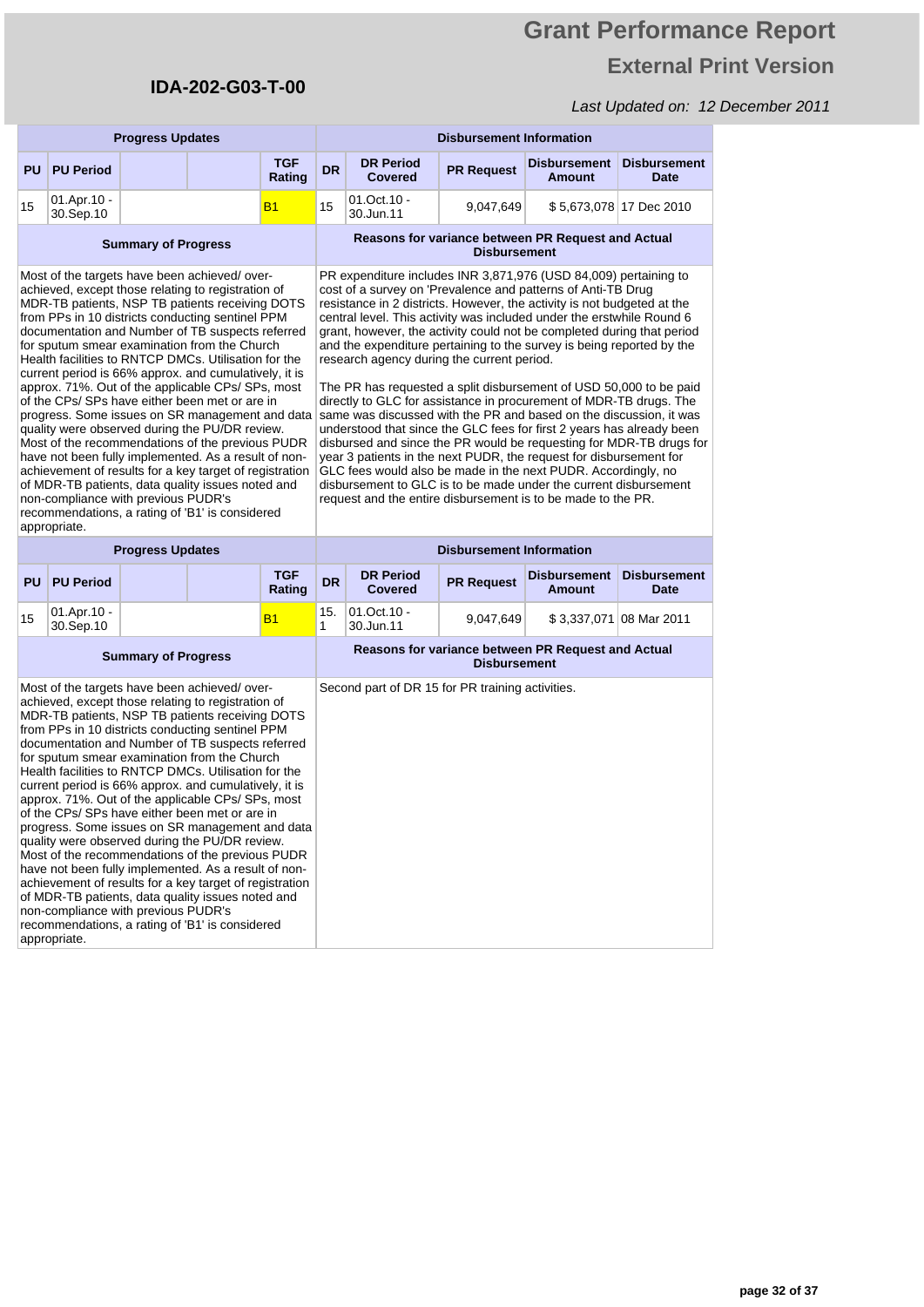# Grant Performance Report

## External Print Version

**IDA-202-G03-T-00**

*Last Updated on: 12 December 2011*

| Progress Updates | | | | | Disbursement Information | | | | |
|---|---|---|---|---|---|---|---|---|---|
| **PU** | **PU Period** | | | **TGF Rating** | **DR** | **DR Period Covered** | **PR Request** | **Disbursement Amount** | **Disbursement Date** |
| 15 | 01.Apr.10 - 30.Sep.10 | | | B1 | 15 | 01.Oct.10 - 30.Jun.11 | 9,047,649 | $ 5,673,078 | 17 Dec 2010 |

| Summary of Progress | Reasons for variance between PR Request and Actual Disbursement |
|---|---|
| Most of the targets have been achieved/ over-achieved, except those relating to registration of MDR-TB patients, NSP TB patients receiving DOTS from PPs in 10 districts conducting sentinel PPM documentation and Number of TB suspects referred for sputum smear examination from the Church Health facilities to RNTCP DMCs. Utilisation for the current period is 66% approx. and cumulatively, it is approx. 71%. Out of the applicable CPs/ SPs, most of the CPs/ SPs have either been met or are in progress. Some issues on SR management and data quality were observed during the PU/DR review. Most of the recommendations of the previous PUDR have not been fully implemented. As a result of non-achievement of results for a key target of registration of MDR-TB patients, data quality issues noted and non-compliance with previous PUDR's recommendations, a rating of 'B1' is considered appropriate. | PR expenditure includes INR 3,871,976 (USD 84,009) pertaining to cost of a survey on 'Prevalence and patterns of Anti-TB Drug resistance in 2 districts. However, the activity is not budgeted at the central level. This activity was included under the erstwhile Round 6 grant, however, the activity could not be completed during that period and the expenditure pertaining to the survey is being reported by the research agency during the current period.<br><br>The PR has requested a split disbursement of USD 50,000 to be paid directly to GLC for assistance in procurement of MDR-TB drugs. The same was discussed with the PR and based on the discussion, it was understood that since the GLC fees for first 2 years has already been disbursed and since the PR would be requesting for MDR-TB drugs for year 3 patients in the next PUDR, the request for disbursement for GLC fees would also be made in the next PUDR. Accordingly, no disbursement to GLC is to be made under the current disbursement request and the entire disbursement is to be made to the PR. |

| Progress Updates | | | | | Disbursement Information | | | | |
|---|---|---|---|---|---|---|---|---|---|
| **PU** | **PU Period** | | | **TGF Rating** | **DR** | **DR Period Covered** | **PR Request** | **Disbursement Amount** | **Disbursement Date** |
| 15 | 01.Apr.10 - 30.Sep.10 | | | B1 | 15.1 | 01.Oct.10 - 30.Jun.11 | 9,047,649 | $ 3,337,071 | 08 Mar 2011 |

| Summary of Progress | Reasons for variance between PR Request and Actual Disbursement |
|---|---|
| Most of the targets have been achieved/ over-achieved, except those relating to registration of MDR-TB patients, NSP TB patients receiving DOTS from PPs in 10 districts conducting sentinel PPM documentation and Number of TB suspects referred for sputum smear examination from the Church Health facilities to RNTCP DMCs. Utilisation for the current period is 66% approx. and cumulatively, it is approx. 71%. Out of the applicable CPs/ SPs, most of the CPs/ SPs have either been met or are in progress. Some issues on SR management and data quality were observed during the PU/DR review. Most of the recommendations of the previous PUDR have not been fully implemented. As a result of non-achievement of results for a key target of registration of MDR-TB patients, data quality issues noted and non-compliance with previous PUDR's recommendations, a rating of 'B1' is considered appropriate. | Second part of DR 15 for PR training activities. |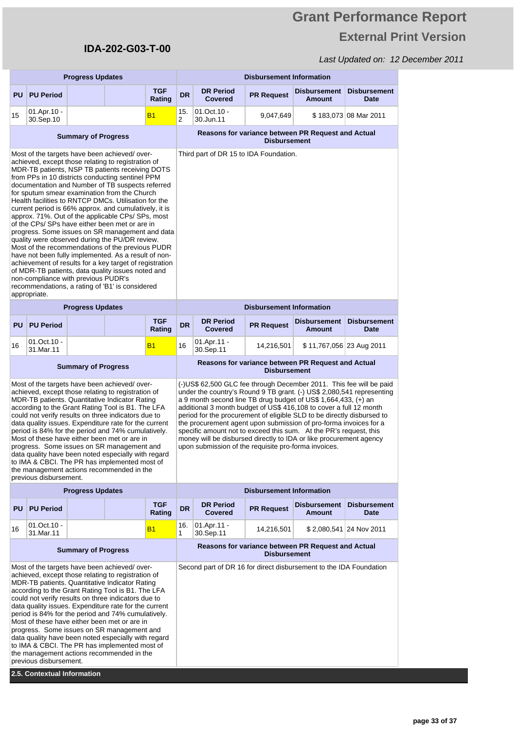# Grant Performance Report

## External Print Version

**IDA-202-G03-T-00**

*Last Updated on: 12 December 2011*

| Progress Updates | | | | | Disbursement Information | | | | |
|---|---|---|---|---|---|---|---|---|---|
| PU | PU Period | | | TGF Rating | DR | DR Period Covered | PR Request | Disbursement Amount | Disbursement Date |
| 15 | 01.Apr.10 - 30.Sep.10 | | | B1 | 15.2 | 01.Oct.10 - 30.Jun.11 | 9,047,649 | $ 183,073 | 08 Mar 2011 |

| Summary of Progress | Reasons for variance between PR Request and Actual Disbursement |
|---|---|
| Most of the targets have been achieved/ over-achieved, except those relating to registration of MDR-TB patients, NSP TB patients receiving DOTS from PPs in 10 districts conducting sentinel PPM documentation and Number of TB suspects referred for sputum smear examination from the Church Health facilities to RNTCP DMCs. Utilisation for the current period is 66% approx. and cumulatively, it is approx. 71%. Out of the applicable CPs/ SPs, most of the CPs/ SPs have either been met or are in progress. Some issues on SR management and data quality were observed during the PU/DR review. Most of the recommendations of the previous PUDR have not been fully implemented. As a result of non-achievement of results for a key target of registration of MDR-TB patients, data quality issues noted and non-compliance with previous PUDR's recommendations, a rating of 'B1' is considered appropriate. | Third part of DR 15 to IDA Foundation. |

| Progress Updates | | | | | Disbursement Information | | | | |
|---|---|---|---|---|---|---|---|---|---|
| PU | PU Period | | | TGF Rating | DR | DR Period Covered | PR Request | Disbursement Amount | Disbursement Date |
| 16 | 01.Oct.10 - 31.Mar.11 | | | B1 | 16 | 01.Apr.11 - 30.Sep.11 | 14,216,501 | $ 11,767,056 | 23 Aug 2011 |

| Summary of Progress | Reasons for variance between PR Request and Actual Disbursement |
|---|---|
| Most of the targets have been achieved/ over-achieved, except those relating to registration of MDR-TB patients. Quantitative Indicator Rating according to the Grant Rating Tool is B1. The LFA could not verify results on three indicators due to data quality issues. Expenditure rate for the current period is 84% for the period and 74% cumulatively. Most of these have either been met or are in progress. Some issues on SR management and data quality have been noted especially with regard to IMA & CBCI. The PR has implemented most of the management actions recommended in the previous disbursement. | (-)US$ 62,500 GLC fee through December 2011. This fee will be paid under the country's Round 9 TB grant. (-) US$ 2,080,541 representing a 9 month second line TB drug budget of US$ 1,664,433, (+) an additional 3 month budget of US$ 416,108 to cover a full 12 month period for the procurement of eligible SLD to be directly disbursed to the procurement agent upon submission of pro-forma invoices for a specific amount not to exceed this sum. At the PR's request, this money will be disbursed directly to IDA or like procurement agency upon submission of the requisite pro-forma invoices. |

| Progress Updates | | | | | Disbursement Information | | | | |
|---|---|---|---|---|---|---|---|---|---|
| PU | PU Period | | | TGF Rating | DR | DR Period Covered | PR Request | Disbursement Amount | Disbursement Date |
| 16 | 01.Oct.10 - 31.Mar.11 | | | B1 | 16.1 | 01.Apr.11 - 30.Sep.11 | 14,216,501 | $ 2,080,541 | 24 Nov 2011 |

| Summary of Progress | Reasons for variance between PR Request and Actual Disbursement |
|---|---|
| Most of the targets have been achieved/ over-achieved, except those relating to registration of MDR-TB patients. Quantitative Indicator Rating according to the Grant Rating Tool is B1. The LFA could not verify results on three indicators due to data quality issues. Expenditure rate for the current period is 84% for the period and 74% cumulatively. Most of these have either been met or are in progress. Some issues on SR management and data quality have been noted especially with regard to IMA & CBCI. The PR has implemented most of the management actions recommended in the previous disbursement. | Second part of DR 16 for direct disbursement to the IDA Foundation |

## 2.5. Contextual Information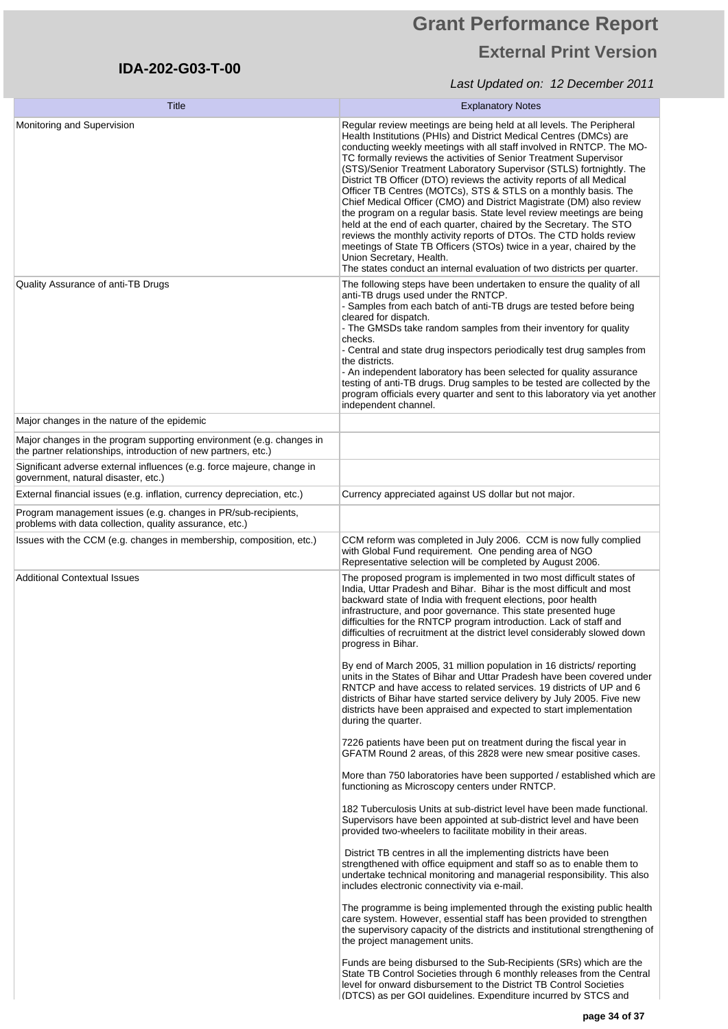# Grant Performance Report

## External Print Version

**IDA-202-G03-T-00**

*Last Updated on: 12 December 2011*

| Title | Explanatory Notes |
|---|---|
| Monitoring and Supervision | Regular review meetings are being held at all levels. The Peripheral Health Institutions (PHIs) and District Medical Centres (DMCs) are conducting weekly meetings with all staff involved in RNTCP. The MO-TC formally reviews the activities of Senior Treatment Supervisor (STS)/Senior Treatment Laboratory Supervisor (STLS) fortnightly. The District TB Officer (DTO) reviews the activity reports of all Medical Officer TB Centres (MOTCs), STS & STLS on a monthly basis. The Chief Medical Officer (CMO) and District Magistrate (DM) also review the program on a regular basis. State level review meetings are being held at the end of each quarter, chaired by the Secretary. The STO reviews the monthly activity reports of DTOs. The CTD holds review meetings of State TB Officers (STOs) twice in a year, chaired by the Union Secretary, Health.<br>The states conduct an internal evaluation of two districts per quarter. |
| Quality Assurance of anti-TB Drugs | The following steps have been undertaken to ensure the quality of all anti-TB drugs used under the RNTCP.<br>- Samples from each batch of anti-TB drugs are tested before being cleared for dispatch.<br>- The GMSDs take random samples from their inventory for quality checks.<br>- Central and state drug inspectors periodically test drug samples from the districts.<br>- An independent laboratory has been selected for quality assurance testing of anti-TB drugs. Drug samples to be tested are collected by the program officials every quarter and sent to this laboratory via yet another independent channel. |
| Major changes in the nature of the epidemic | |
| Major changes in the program supporting environment (e.g. changes in the partner relationships, introduction of new partners, etc.) | |
| Significant adverse external influences (e.g. force majeure, change in government, natural disaster, etc.) | |
| External financial issues (e.g. inflation, currency depreciation, etc.) | Currency appreciated against US dollar but not major. |
| Program management issues (e.g. changes in PR/sub-recipients, problems with data collection, quality assurance, etc.) | |
| Issues with the CCM (e.g. changes in membership, composition, etc.) | CCM reform was completed in July 2006. CCM is now fully complied with Global Fund requirement. One pending area of NGO Representative selection will be completed by August 2006. |
| Additional Contextual Issues | The proposed program is implemented in two most difficult states of India, Uttar Pradesh and Bihar. Bihar is the most difficult and most backward state of India with frequent elections, poor health infrastructure, and poor governance. This state presented huge difficulties for the RNTCP program introduction. Lack of staff and difficulties of recruitment at the district level considerably slowed down progress in Bihar.<br><br>By end of March 2005, 31 million population in 16 districts/ reporting units in the States of Bihar and Uttar Pradesh have been covered under RNTCP and have access to related services. 19 districts of UP and 6 districts of Bihar have started service delivery by July 2005. Five new districts have been appraised and expected to start implementation during the quarter.<br><br>7226 patients have been put on treatment during the fiscal year in GFATM Round 2 areas, of this 2828 were new smear positive cases.<br><br>More than 750 laboratories have been supported / established which are functioning as Microscopy centers under RNTCP.<br><br>182 Tuberculosis Units at sub-district level have been made functional. Supervisors have been appointed at sub-district level and have been provided two-wheelers to facilitate mobility in their areas.<br><br>District TB centres in all the implementing districts have been strengthened with office equipment and staff so as to enable them to undertake technical monitoring and managerial responsibility. This also includes electronic connectivity via e-mail.<br><br>The programme is being implemented through the existing public health care system. However, essential staff has been provided to strengthen the supervisory capacity of the districts and institutional strengthening of the project management units.<br><br>Funds are being disbursed to the Sub-Recipients (SRs) which are the State TB Control Societies through 6 monthly releases from the Central level for onward disbursement to the District TB Control Societies (DTCS) as per GOI guidelines. Expenditure incurred by STCS and |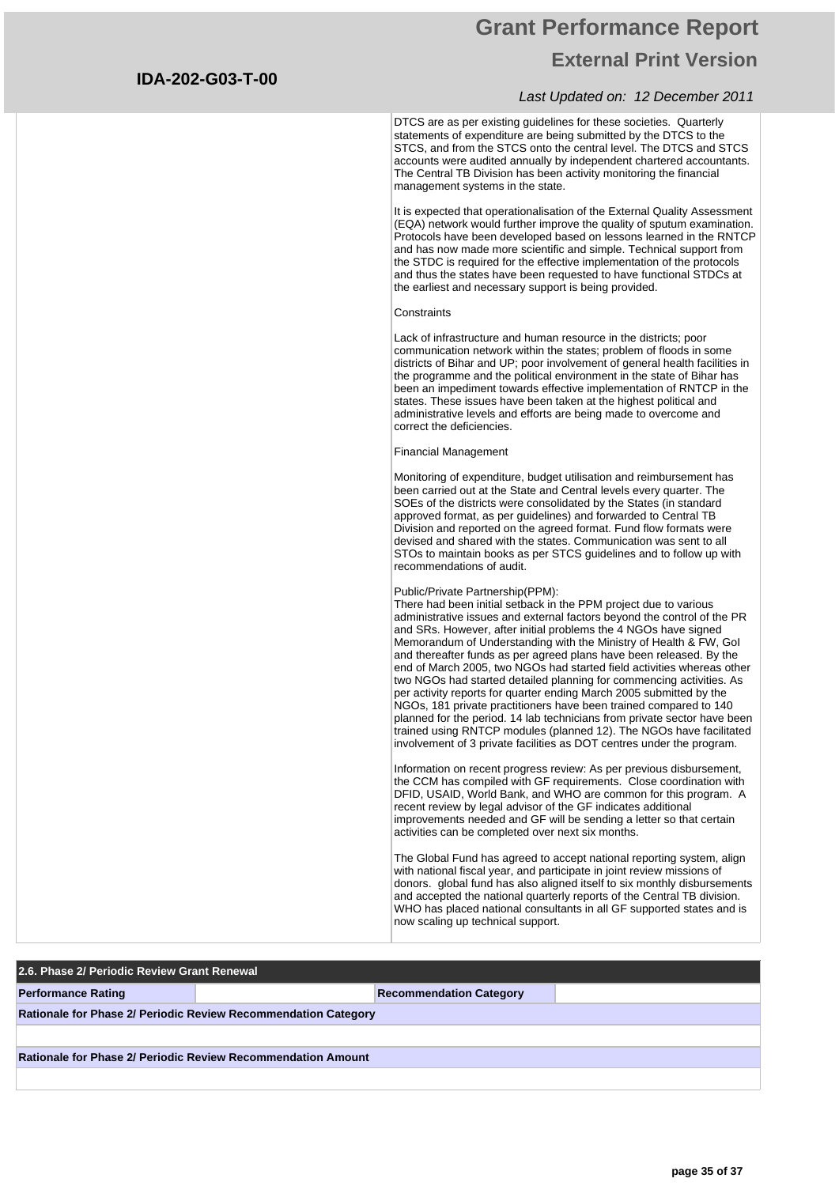DTCS are as per existing guidelines for these societies. Quarterly statements of expenditure are being submitted by the DTCS to the STCS, and from the STCS onto the central level. The DTCS and STCS accounts were audited annually by independent chartered accountants. The Central TB Division has been activity monitoring the financial management systems in the state.

It is expected that operationalisation of the External Quality Assessment (EQA) network would further improve the quality of sputum examination. Protocols have been developed based on lessons learned in the RNTCP and has now made more scientific and simple. Technical support from the STDC is required for the effective implementation of the protocols and thus the states have been requested to have functional STDCs at the earliest and necessary support is being provided.

Constraints

Lack of infrastructure and human resource in the districts; poor communication network within the states; problem of floods in some districts of Bihar and UP; poor involvement of general health facilities in the programme and the political environment in the state of Bihar has been an impediment towards effective implementation of RNTCP in the states. These issues have been taken at the highest political and administrative levels and efforts are being made to overcome and correct the deficiencies.

Financial Management

Monitoring of expenditure, budget utilisation and reimbursement has been carried out at the State and Central levels every quarter. The SOEs of the districts were consolidated by the States (in standard approved format, as per guidelines) and forwarded to Central TB Division and reported on the agreed format. Fund flow formats were devised and shared with the states. Communication was sent to all STOs to maintain books as per STCS guidelines and to follow up with recommendations of audit.

Public/Private Partnership(PPM):
There had been initial setback in the PPM project due to various administrative issues and external factors beyond the control of the PR and SRs. However, after initial problems the 4 NGOs have signed Memorandum of Understanding with the Ministry of Health & FW, GoI and thereafter funds as per agreed plans have been released. By the end of March 2005, two NGOs had started field activities whereas other two NGOs had started detailed planning for commencing activities. As per activity reports for quarter ending March 2005 submitted by the NGOs, 181 private practitioners have been trained compared to 140 planned for the period. 14 lab technicians from private sector have been trained using RNTCP modules (planned 12). The NGOs have facilitated involvement of 3 private facilities as DOT centres under the program.

Information on recent progress review: As per previous disbursement, the CCM has compiled with GF requirements. Close coordination with DFID, USAID, World Bank, and WHO are common for this program. A recent review by legal advisor of the GF indicates additional improvements needed and GF will be sending a letter so that certain activities can be completed over next six months.

The Global Fund has agreed to accept national reporting system, align with national fiscal year, and participate in joint review missions of donors. global fund has also aligned itself to six monthly disbursements and accepted the national quarterly reports of the Central TB division. WHO has placed national consultants in all GF supported states and is now scaling up technical support.

## 2.6. Phase 2/ Periodic Review Grant Renewal

| Performance Rating | | Recommendation Category | |
|---|---|---|---|

**Rationale for Phase 2/ Periodic Review Recommendation Category**

**Rationale for Phase 2/ Periodic Review Recommendation Amount**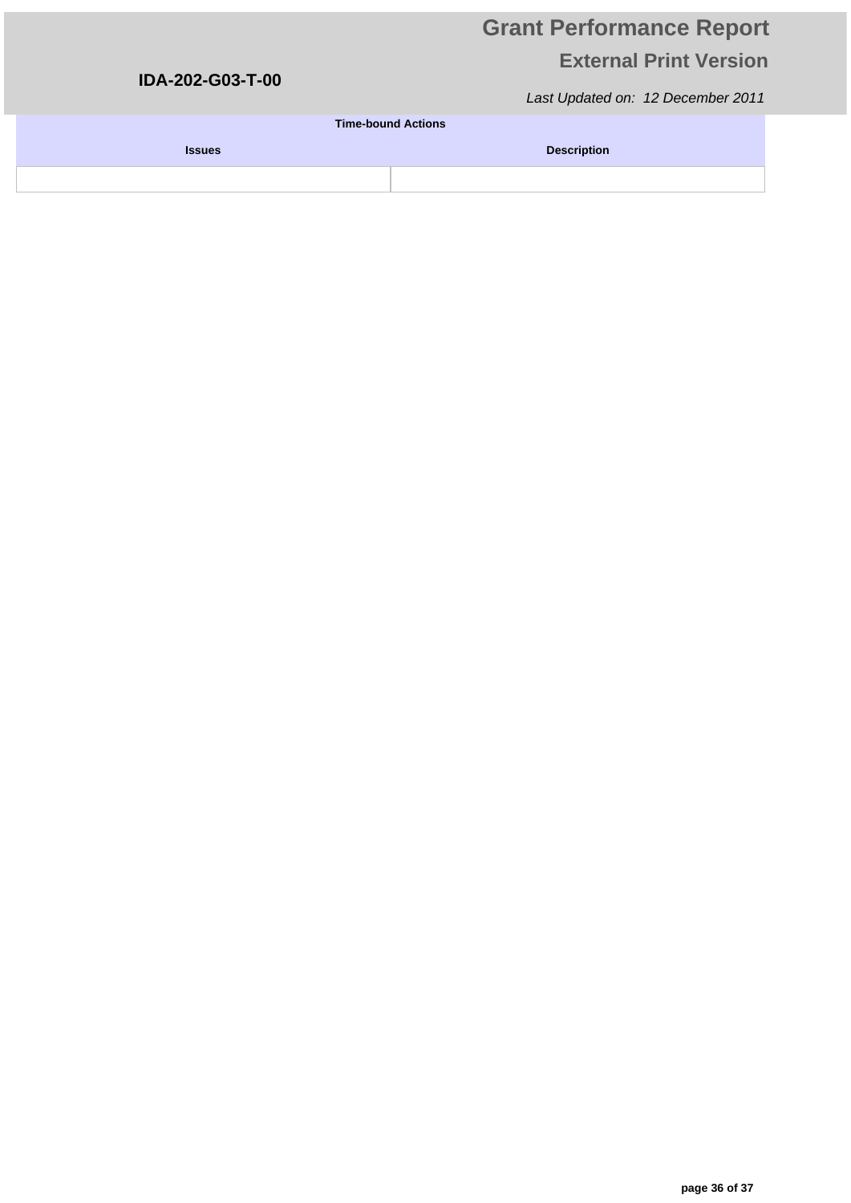**Time-bound Actions**

| Issues | Description |
| --- | --- |
| | |